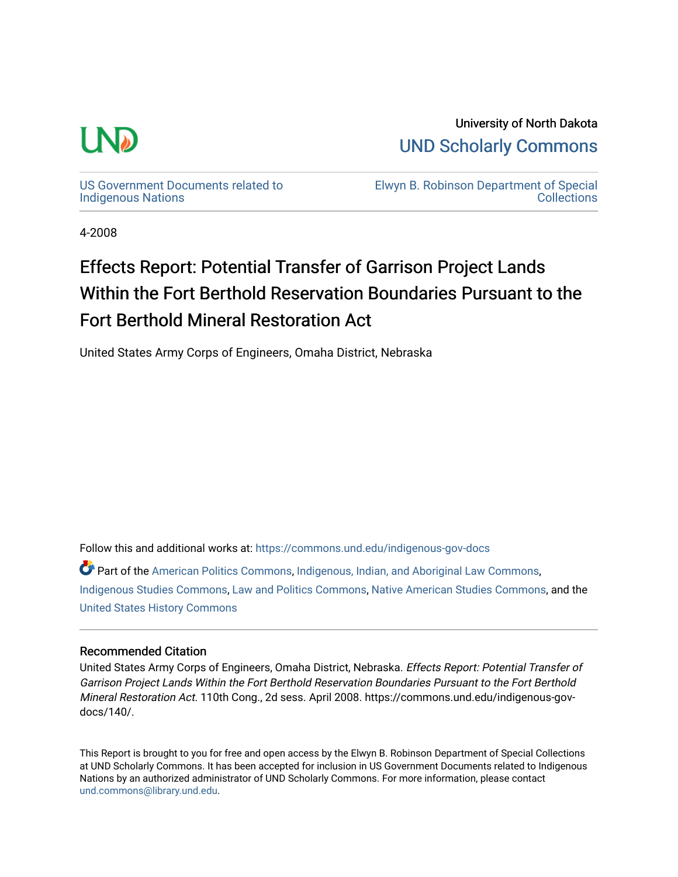University of North Dakota

UND Scholarly Commons

US Government Documents related to Indigenous Nations

Elwyn B. Robinson Department of Special Collections

4-2008

# Effects Report: Potential Transfer of Garrison Project Lands Within the Fort Berthold Reservation Boundaries Pursuant to the Fort Berthold Mineral Restoration Act

United States Army Corps of Engineers, Omaha District, Nebraska

Follow this and additional works at: https://commons.und.edu/indigenous-gov-docs

Part of the American Politics Commons, Indigenous, Indian, and Aboriginal Law Commons, Indigenous Studies Commons, Law and Politics Commons, Native American Studies Commons, and the United States History Commons

### Recommended Citation

United States Army Corps of Engineers, Omaha District, Nebraska. *Effects Report: Potential Transfer of Garrison Project Lands Within the Fort Berthold Reservation Boundaries Pursuant to the Fort Berthold Mineral Restoration Act*. 110th Cong., 2d sess. April 2008. https://commons.und.edu/indigenous-gov-docs/140/.

This Report is brought to you for free and open access by the Elwyn B. Robinson Department of Special Collections at UND Scholarly Commons. It has been accepted for inclusion in US Government Documents related to Indigenous Nations by an authorized administrator of UND Scholarly Commons. For more information, please contact und.commons@library.und.edu.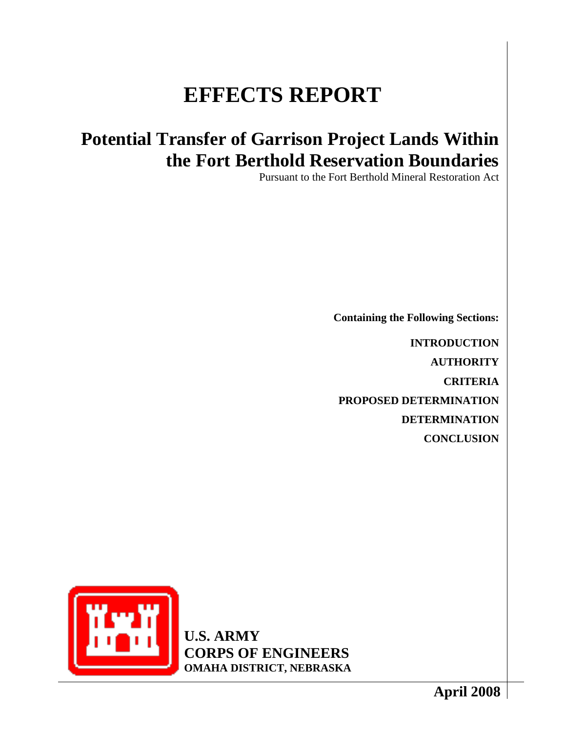# EFFECTS REPORT

## Potential Transfer of Garrison Project Lands Within the Fort Berthold Reservation Boundaries

Pursuant to the Fort Berthold Mineral Restoration Act

**Containing the Following Sections:**

**INTRODUCTION**

**AUTHORITY**

**CRITERIA**

**PROPOSED DETERMINATION**

**DETERMINATION**

**CONCLUSION**

**U.S. ARMY**
**CORPS OF ENGINEERS**
**OMAHA DISTRICT, NEBRASKA**

**April 2008**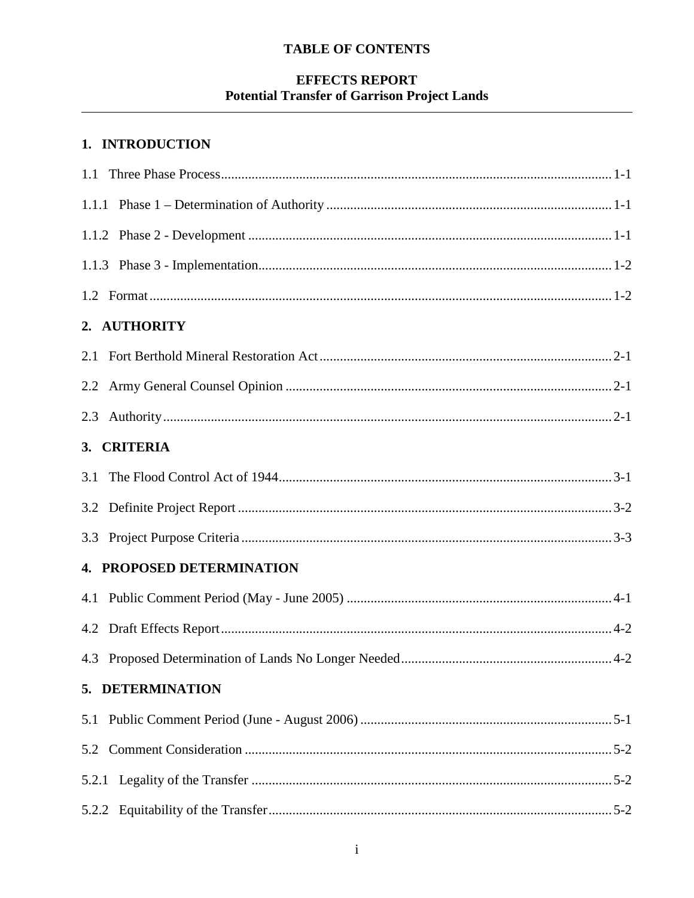# TABLE OF CONTENTS

## EFFECTS REPORT
## Potential Transfer of Garrison Project Lands

---

### 1. INTRODUCTION

1.1 Three Phase Process .......... 1-1

1.1.1 Phase 1 – Determination of Authority .......... 1-1

1.1.2 Phase 2 - Development .......... 1-1

1.1.3 Phase 3 - Implementation .......... 1-2

1.2 Format .......... 1-2

### 2. AUTHORITY

2.1 Fort Berthold Mineral Restoration Act .......... 2-1

2.2 Army General Counsel Opinion .......... 2-1

2.3 Authority .......... 2-1

### 3. CRITERIA

3.1 The Flood Control Act of 1944 .......... 3-1

3.2 Definite Project Report .......... 3-2

3.3 Project Purpose Criteria .......... 3-3

### 4. PROPOSED DETERMINATION

4.1 Public Comment Period (May - June 2005) .......... 4-1

4.2 Draft Effects Report .......... 4-2

4.3 Proposed Determination of Lands No Longer Needed .......... 4-2

### 5. DETERMINATION

5.1 Public Comment Period (June - August 2006) .......... 5-1

5.2 Comment Consideration .......... 5-2

5.2.1 Legality of the Transfer .......... 5-2

5.2.2 Equitability of the Transfer .......... 5-2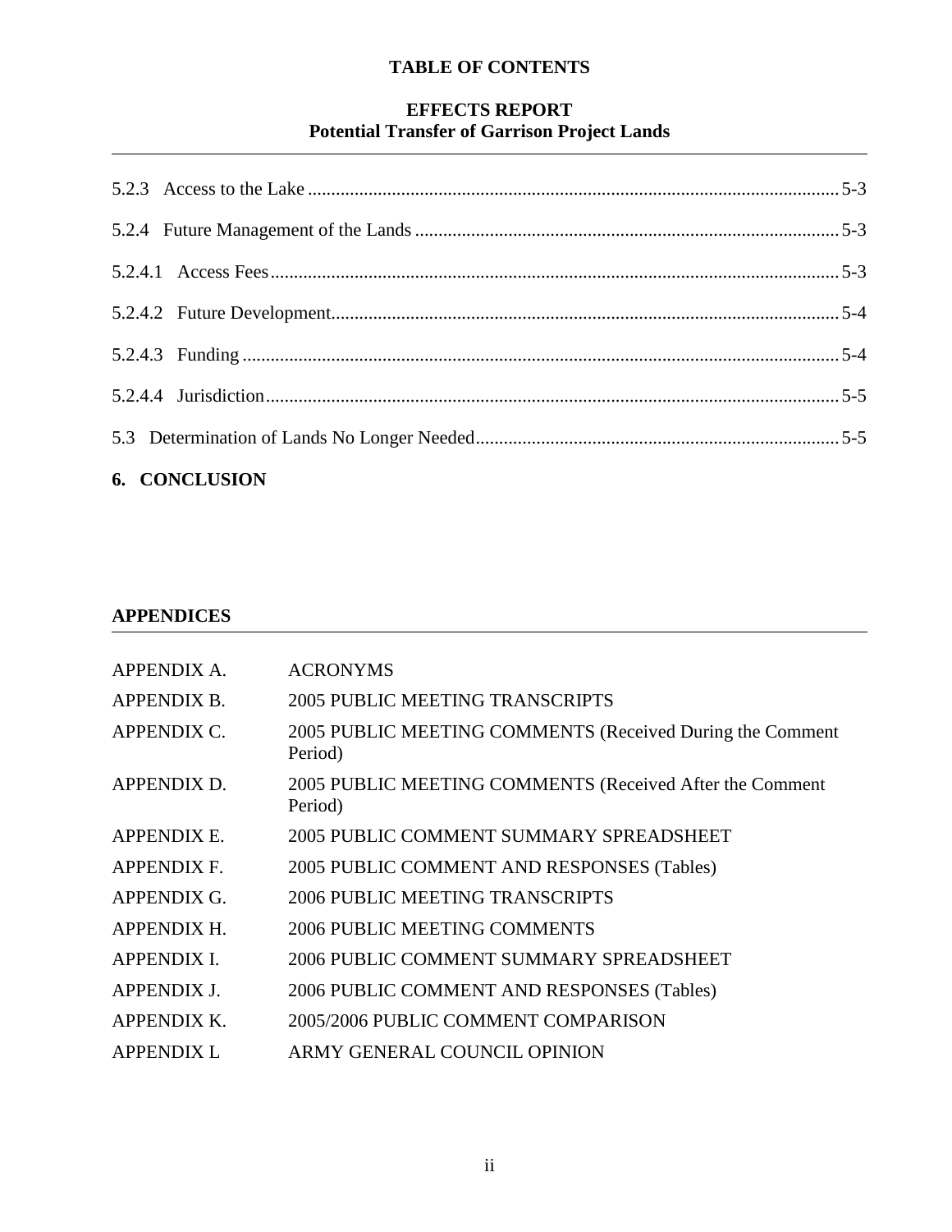**TABLE OF CONTENTS**

**EFFECTS REPORT**
**Potential Transfer of Garrison Project Lands**

5.2.3 Access to the Lake ..... 5-3

5.2.4 Future Management of the Lands ..... 5-3

5.2.4.1 Access Fees ..... 5-3

5.2.4.2 Future Development ..... 5-4

5.2.4.3 Funding ..... 5-4

5.2.4.4 Jurisdiction ..... 5-5

5.3 Determination of Lands No Longer Needed ..... 5-5

**6. CONCLUSION**

**APPENDICES**

| | |
|---|---|
| APPENDIX A. | ACRONYMS |
| APPENDIX B. | 2005 PUBLIC MEETING TRANSCRIPTS |
| APPENDIX C. | 2005 PUBLIC MEETING COMMENTS (Received During the Comment Period) |
| APPENDIX D. | 2005 PUBLIC MEETING COMMENTS (Received After the Comment Period) |
| APPENDIX E. | 2005 PUBLIC COMMENT SUMMARY SPREADSHEET |
| APPENDIX F. | 2005 PUBLIC COMMENT AND RESPONSES (Tables) |
| APPENDIX G. | 2006 PUBLIC MEETING TRANSCRIPTS |
| APPENDIX H. | 2006 PUBLIC MEETING COMMENTS |
| APPENDIX I. | 2006 PUBLIC COMMENT SUMMARY SPREADSHEET |
| APPENDIX J. | 2006 PUBLIC COMMENT AND RESPONSES (Tables) |
| APPENDIX K. | 2005/2006 PUBLIC COMMENT COMPARISON |
| APPENDIX L | ARMY GENERAL COUNCIL OPINION |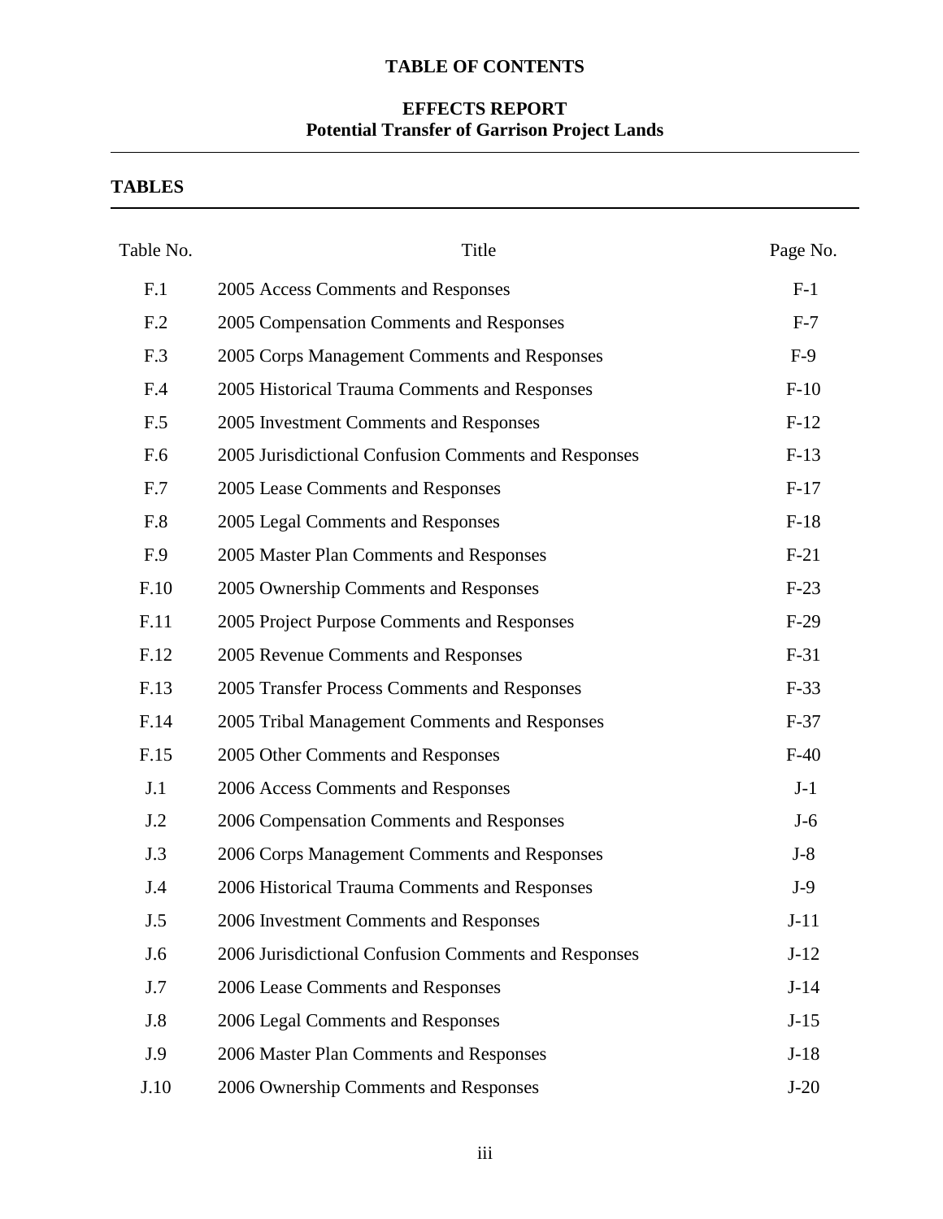**TABLE OF CONTENTS**

**EFFECTS REPORT**
**Potential Transfer of Garrison Project Lands**

## TABLES

| Table No. | Title | Page No. |
|---|---|---|
| F.1 | 2005 Access Comments and Responses | F-1 |
| F.2 | 2005 Compensation Comments and Responses | F-7 |
| F.3 | 2005 Corps Management Comments and Responses | F-9 |
| F.4 | 2005 Historical Trauma Comments and Responses | F-10 |
| F.5 | 2005 Investment Comments and Responses | F-12 |
| F.6 | 2005 Jurisdictional Confusion Comments and Responses | F-13 |
| F.7 | 2005 Lease Comments and Responses | F-17 |
| F.8 | 2005 Legal Comments and Responses | F-18 |
| F.9 | 2005 Master Plan Comments and Responses | F-21 |
| F.10 | 2005 Ownership Comments and Responses | F-23 |
| F.11 | 2005 Project Purpose Comments and Responses | F-29 |
| F.12 | 2005 Revenue Comments and Responses | F-31 |
| F.13 | 2005 Transfer Process Comments and Responses | F-33 |
| F.14 | 2005 Tribal Management Comments and Responses | F-37 |
| F.15 | 2005 Other Comments and Responses | F-40 |
| J.1 | 2006 Access Comments and Responses | J-1 |
| J.2 | 2006 Compensation Comments and Responses | J-6 |
| J.3 | 2006 Corps Management Comments and Responses | J-8 |
| J.4 | 2006 Historical Trauma Comments and Responses | J-9 |
| J.5 | 2006 Investment Comments and Responses | J-11 |
| J.6 | 2006 Jurisdictional Confusion Comments and Responses | J-12 |
| J.7 | 2006 Lease Comments and Responses | J-14 |
| J.8 | 2006 Legal Comments and Responses | J-15 |
| J.9 | 2006 Master Plan Comments and Responses | J-18 |
| J.10 | 2006 Ownership Comments and Responses | J-20 |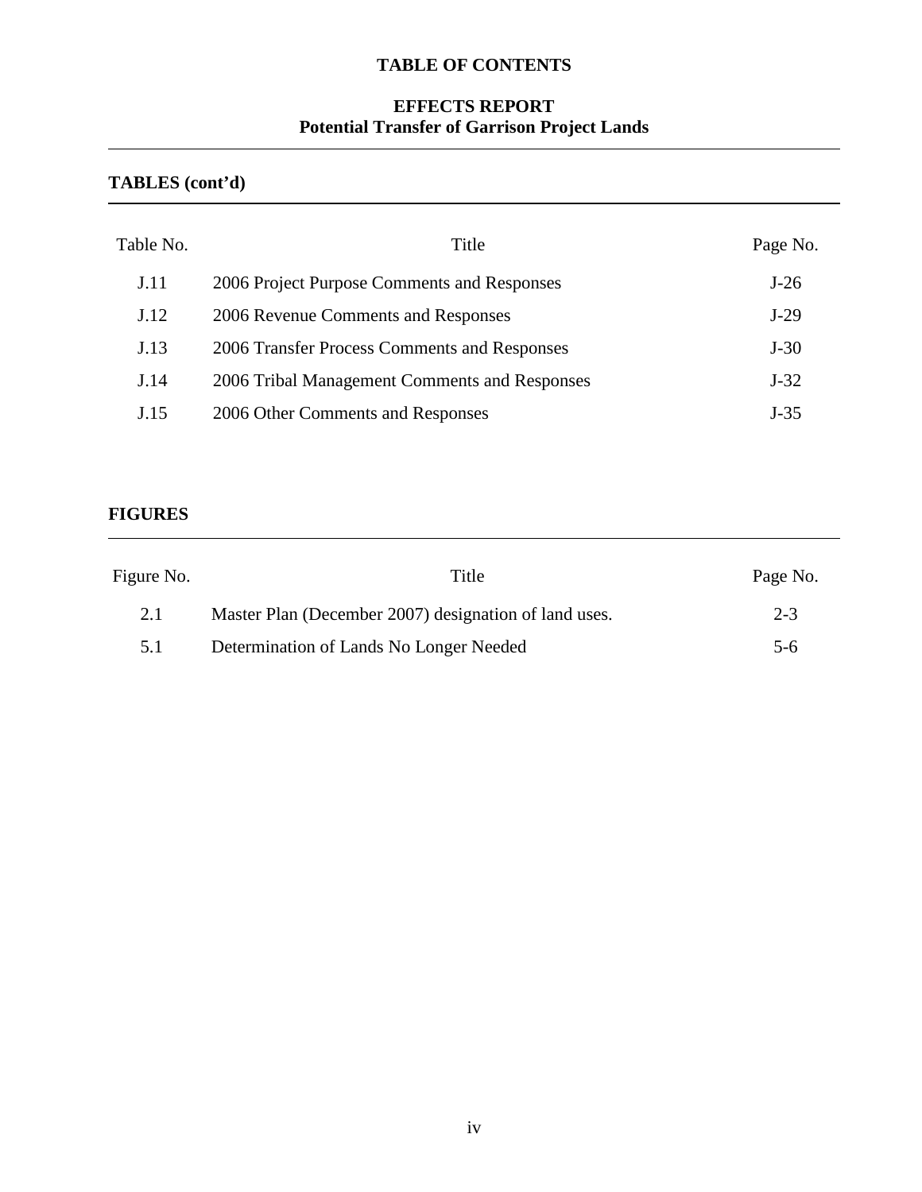# TABLE OF CONTENTS

## EFFECTS REPORT
## Potential Transfer of Garrison Project Lands

### TABLES (cont'd)

| Table No. | Title | Page No. |
|---|---|---|
| J.11 | 2006 Project Purpose Comments and Responses | J-26 |
| J.12 | 2006 Revenue Comments and Responses | J-29 |
| J.13 | 2006 Transfer Process Comments and Responses | J-30 |
| J.14 | 2006 Tribal Management Comments and Responses | J-32 |
| J.15 | 2006 Other Comments and Responses | J-35 |

### FIGURES

| Figure No. | Title | Page No. |
|---|---|---|
| 2.1 | Master Plan (December 2007) designation of land uses. | 2-3 |
| 5.1 | Determination of Lands No Longer Needed | 5-6 |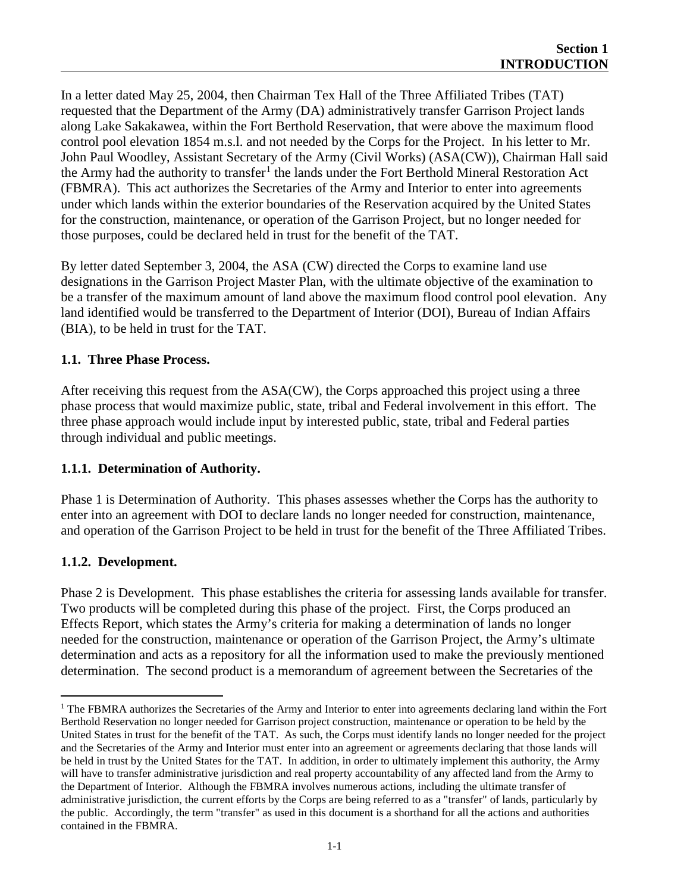# Section 1 INTRODUCTION

In a letter dated May 25, 2004, then Chairman Tex Hall of the Three Affiliated Tribes (TAT) requested that the Department of the Army (DA) administratively transfer Garrison Project lands along Lake Sakakawea, within the Fort Berthold Reservation, that were above the maximum flood control pool elevation 1854 m.s.l. and not needed by the Corps for the Project. In his letter to Mr. John Paul Woodley, Assistant Secretary of the Army (Civil Works) (ASA(CW)), Chairman Hall said the Army had the authority to transfer[1] the lands under the Fort Berthold Mineral Restoration Act (FBMRA). This act authorizes the Secretaries of the Army and Interior to enter into agreements under which lands within the exterior boundaries of the Reservation acquired by the United States for the construction, maintenance, or operation of the Garrison Project, but no longer needed for those purposes, could be declared held in trust for the benefit of the TAT.

By letter dated September 3, 2004, the ASA (CW) directed the Corps to examine land use designations in the Garrison Project Master Plan, with the ultimate objective of the examination to be a transfer of the maximum amount of land above the maximum flood control pool elevation. Any land identified would be transferred to the Department of Interior (DOI), Bureau of Indian Affairs (BIA), to be held in trust for the TAT.

## 1.1. Three Phase Process.

After receiving this request from the ASA(CW), the Corps approached this project using a three phase process that would maximize public, state, tribal and Federal involvement in this effort. The three phase approach would include input by interested public, state, tribal and Federal parties through individual and public meetings.

### 1.1.1. Determination of Authority.

Phase 1 is Determination of Authority. This phases assesses whether the Corps has the authority to enter into an agreement with DOI to declare lands no longer needed for construction, maintenance, and operation of the Garrison Project to be held in trust for the benefit of the Three Affiliated Tribes.

### 1.1.2. Development.

Phase 2 is Development. This phase establishes the criteria for assessing lands available for transfer. Two products will be completed during this phase of the project. First, the Corps produced an Effects Report, which states the Army's criteria for making a determination of lands no longer needed for the construction, maintenance or operation of the Garrison Project, the Army's ultimate determination and acts as a repository for all the information used to make the previously mentioned determination. The second product is a memorandum of agreement between the Secretaries of the

---

[1] The FBMRA authorizes the Secretaries of the Army and Interior to enter into agreements declaring land within the Fort Berthold Reservation no longer needed for Garrison project construction, maintenance or operation to be held by the United States in trust for the benefit of the TAT. As such, the Corps must identify lands no longer needed for the project and the Secretaries of the Army and Interior must enter into an agreement or agreements declaring that those lands will be held in trust by the United States for the TAT. In addition, in order to ultimately implement this authority, the Army will have to transfer administrative jurisdiction and real property accountability of any affected land from the Army to the Department of Interior. Although the FBMRA involves numerous actions, including the ultimate transfer of administrative jurisdiction, the current efforts by the Corps are being referred to as a "transfer" of lands, particularly by the public. Accordingly, the term "transfer" as used in this document is a shorthand for all the actions and authorities contained in the FBMRA.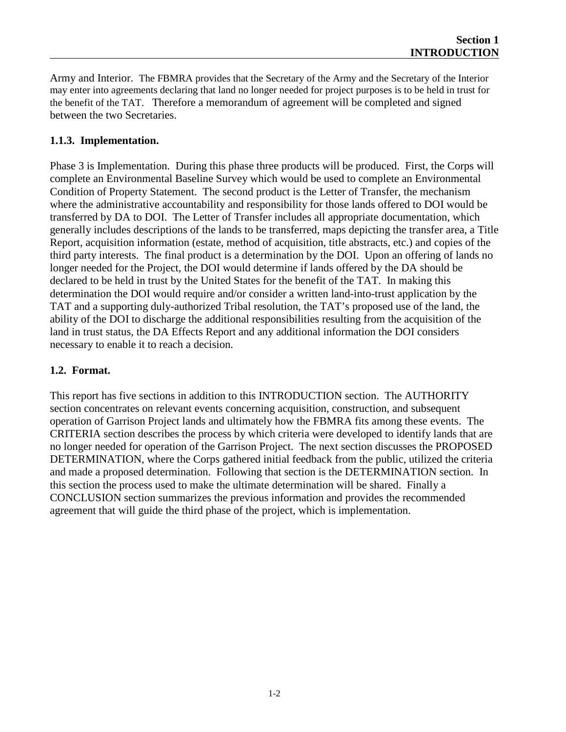Army and Interior. The FBMRA provides that the Secretary of the Army and the Secretary of the Interior may enter into agreements declaring that land no longer needed for project purposes is to be held in trust for the benefit of the TAT. Therefore a memorandum of agreement will be completed and signed between the two Secretaries.

### 1.1.3. Implementation.

Phase 3 is Implementation. During this phase three products will be produced. First, the Corps will complete an Environmental Baseline Survey which would be used to complete an Environmental Condition of Property Statement. The second product is the Letter of Transfer, the mechanism where the administrative accountability and responsibility for those lands offered to DOI would be transferred by DA to DOI. The Letter of Transfer includes all appropriate documentation, which generally includes descriptions of the lands to be transferred, maps depicting the transfer area, a Title Report, acquisition information (estate, method of acquisition, title abstracts, etc.) and copies of the third party interests. The final product is a determination by the DOI. Upon an offering of lands no longer needed for the Project, the DOI would determine if lands offered by the DA should be declared to be held in trust by the United States for the benefit of the TAT. In making this determination the DOI would require and/or consider a written land-into-trust application by the TAT and a supporting duly-authorized Tribal resolution, the TAT's proposed use of the land, the ability of the DOI to discharge the additional responsibilities resulting from the acquisition of the land in trust status, the DA Effects Report and any additional information the DOI considers necessary to enable it to reach a decision.

## 1.2. Format.

This report has five sections in addition to this INTRODUCTION section. The AUTHORITY section concentrates on relevant events concerning acquisition, construction, and subsequent operation of Garrison Project lands and ultimately how the FBMRA fits among these events. The CRITERIA section describes the process by which criteria were developed to identify lands that are no longer needed for operation of the Garrison Project. The next section discusses the PROPOSED DETERMINATION, where the Corps gathered initial feedback from the public, utilized the criteria and made a proposed determination. Following that section is the DETERMINATION section. In this section the process used to make the ultimate determination will be shared. Finally a CONCLUSION section summarizes the previous information and provides the recommended agreement that will guide the third phase of the project, which is implementation.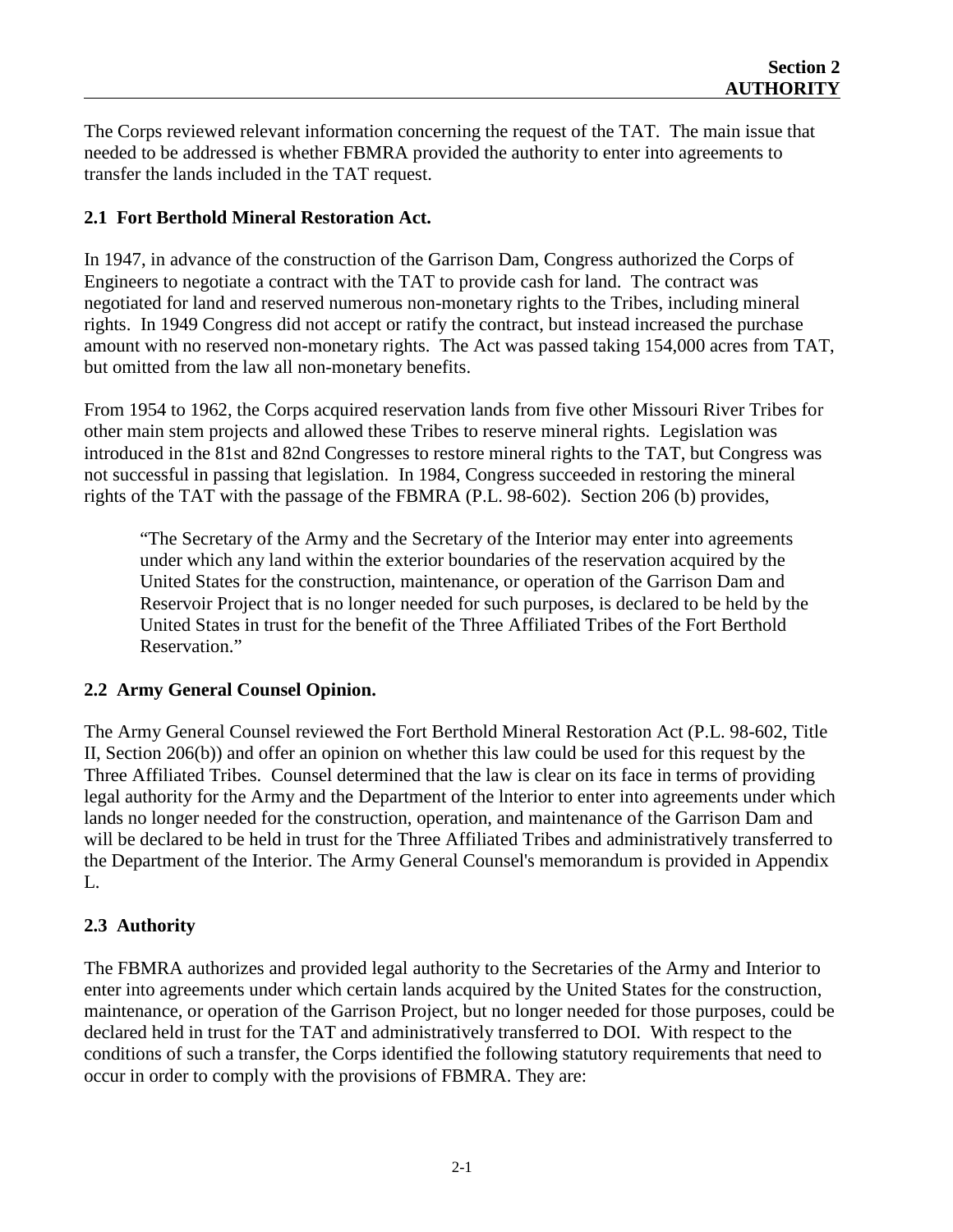The Corps reviewed relevant information concerning the request of the TAT. The main issue that needed to be addressed is whether FBMRA provided the authority to enter into agreements to transfer the lands included in the TAT request.

## 2.1 Fort Berthold Mineral Restoration Act.

In 1947, in advance of the construction of the Garrison Dam, Congress authorized the Corps of Engineers to negotiate a contract with the TAT to provide cash for land. The contract was negotiated for land and reserved numerous non-monetary rights to the Tribes, including mineral rights. In 1949 Congress did not accept or ratify the contract, but instead increased the purchase amount with no reserved non-monetary rights. The Act was passed taking 154,000 acres from TAT, but omitted from the law all non-monetary benefits.

From 1954 to 1962, the Corps acquired reservation lands from five other Missouri River Tribes for other main stem projects and allowed these Tribes to reserve mineral rights. Legislation was introduced in the 81st and 82nd Congresses to restore mineral rights to the TAT, but Congress was not successful in passing that legislation. In 1984, Congress succeeded in restoring the mineral rights of the TAT with the passage of the FBMRA (P.L. 98-602). Section 206 (b) provides,

> "The Secretary of the Army and the Secretary of the Interior may enter into agreements under which any land within the exterior boundaries of the reservation acquired by the United States for the construction, maintenance, or operation of the Garrison Dam and Reservoir Project that is no longer needed for such purposes, is declared to be held by the United States in trust for the benefit of the Three Affiliated Tribes of the Fort Berthold Reservation."

## 2.2 Army General Counsel Opinion.

The Army General Counsel reviewed the Fort Berthold Mineral Restoration Act (P.L. 98-602, Title II, Section 206(b)) and offer an opinion on whether this law could be used for this request by the Three Affiliated Tribes. Counsel determined that the law is clear on its face in terms of providing legal authority for the Army and the Department of the lnterior to enter into agreements under which lands no longer needed for the construction, operation, and maintenance of the Garrison Dam and will be declared to be held in trust for the Three Affiliated Tribes and administratively transferred to the Department of the Interior. The Army General Counsel's memorandum is provided in Appendix L.

## 2.3 Authority

The FBMRA authorizes and provided legal authority to the Secretaries of the Army and Interior to enter into agreements under which certain lands acquired by the United States for the construction, maintenance, or operation of the Garrison Project, but no longer needed for those purposes, could be declared held in trust for the TAT and administratively transferred to DOI. With respect to the conditions of such a transfer, the Corps identified the following statutory requirements that need to occur in order to comply with the provisions of FBMRA. They are: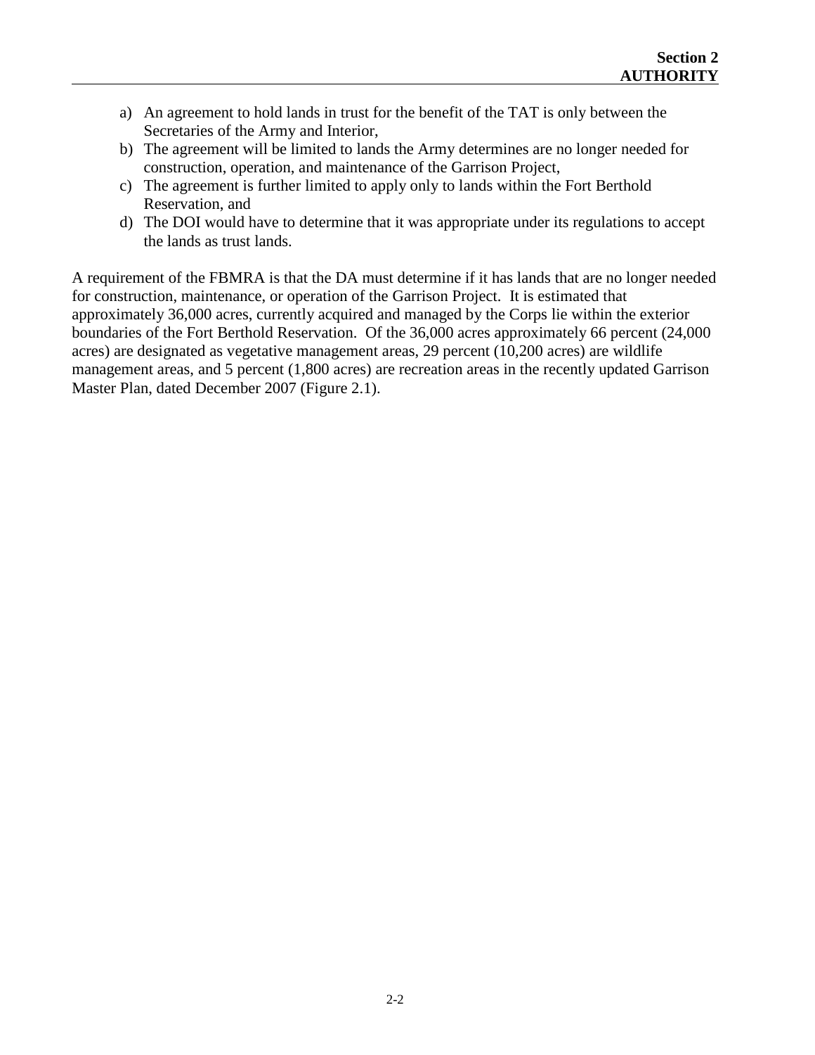a) An agreement to hold lands in trust for the benefit of the TAT is only between the Secretaries of the Army and Interior,
b) The agreement will be limited to lands the Army determines are no longer needed for construction, operation, and maintenance of the Garrison Project,
c) The agreement is further limited to apply only to lands within the Fort Berthold Reservation, and
d) The DOI would have to determine that it was appropriate under its regulations to accept the lands as trust lands.

A requirement of the FBMRA is that the DA must determine if it has lands that are no longer needed for construction, maintenance, or operation of the Garrison Project. It is estimated that approximately 36,000 acres, currently acquired and managed by the Corps lie within the exterior boundaries of the Fort Berthold Reservation. Of the 36,000 acres approximately 66 percent (24,000 acres) are designated as vegetative management areas, 29 percent (10,200 acres) are wildlife management areas, and 5 percent (1,800 acres) are recreation areas in the recently updated Garrison Master Plan, dated December 2007 (Figure 2.1).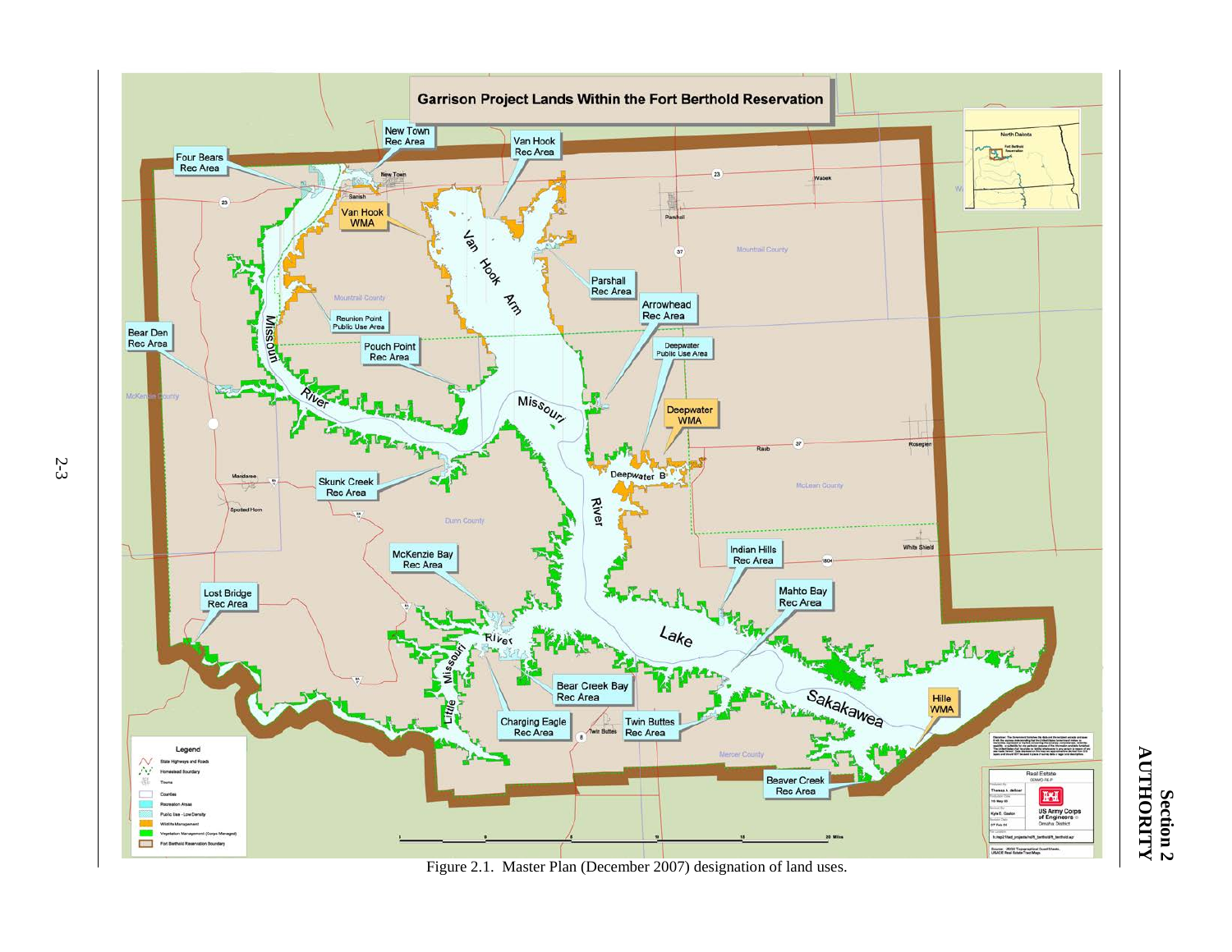Figure 2.1. Master Plan (December 2007) designation of land uses.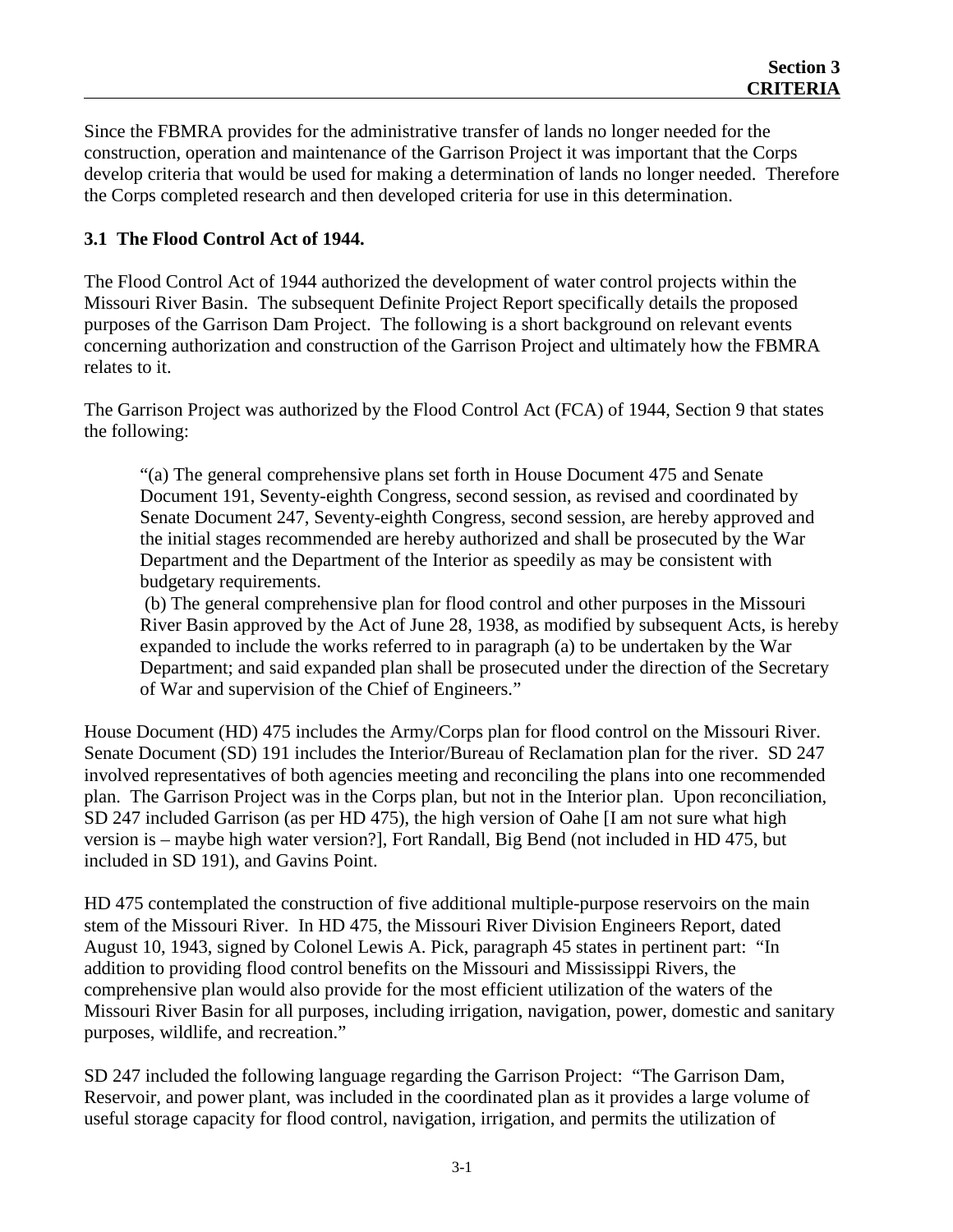Since the FBMRA provides for the administrative transfer of lands no longer needed for the construction, operation and maintenance of the Garrison Project it was important that the Corps develop criteria that would be used for making a determination of lands no longer needed. Therefore the Corps completed research and then developed criteria for use in this determination.

### 3.1 The Flood Control Act of 1944.

The Flood Control Act of 1944 authorized the development of water control projects within the Missouri River Basin. The subsequent Definite Project Report specifically details the proposed purposes of the Garrison Dam Project. The following is a short background on relevant events concerning authorization and construction of the Garrison Project and ultimately how the FBMRA relates to it.

The Garrison Project was authorized by the Flood Control Act (FCA) of 1944, Section 9 that states the following:

> "(a) The general comprehensive plans set forth in House Document 475 and Senate Document 191, Seventy-eighth Congress, second session, as revised and coordinated by Senate Document 247, Seventy-eighth Congress, second session, are hereby approved and the initial stages recommended are hereby authorized and shall be prosecuted by the War Department and the Department of the Interior as speedily as may be consistent with budgetary requirements.
>
> (b) The general comprehensive plan for flood control and other purposes in the Missouri River Basin approved by the Act of June 28, 1938, as modified by subsequent Acts, is hereby expanded to include the works referred to in paragraph (a) to be undertaken by the War Department; and said expanded plan shall be prosecuted under the direction of the Secretary of War and supervision of the Chief of Engineers."

House Document (HD) 475 includes the Army/Corps plan for flood control on the Missouri River. Senate Document (SD) 191 includes the Interior/Bureau of Reclamation plan for the river. SD 247 involved representatives of both agencies meeting and reconciling the plans into one recommended plan. The Garrison Project was in the Corps plan, but not in the Interior plan. Upon reconciliation, SD 247 included Garrison (as per HD 475), the high version of Oahe [I am not sure what high version is – maybe high water version?], Fort Randall, Big Bend (not included in HD 475, but included in SD 191), and Gavins Point.

HD 475 contemplated the construction of five additional multiple-purpose reservoirs on the main stem of the Missouri River. In HD 475, the Missouri River Division Engineers Report, dated August 10, 1943, signed by Colonel Lewis A. Pick, paragraph 45 states in pertinent part: "In addition to providing flood control benefits on the Missouri and Mississippi Rivers, the comprehensive plan would also provide for the most efficient utilization of the waters of the Missouri River Basin for all purposes, including irrigation, navigation, power, domestic and sanitary purposes, wildlife, and recreation."

SD 247 included the following language regarding the Garrison Project: "The Garrison Dam, Reservoir, and power plant, was included in the coordinated plan as it provides a large volume of useful storage capacity for flood control, navigation, irrigation, and permits the utilization of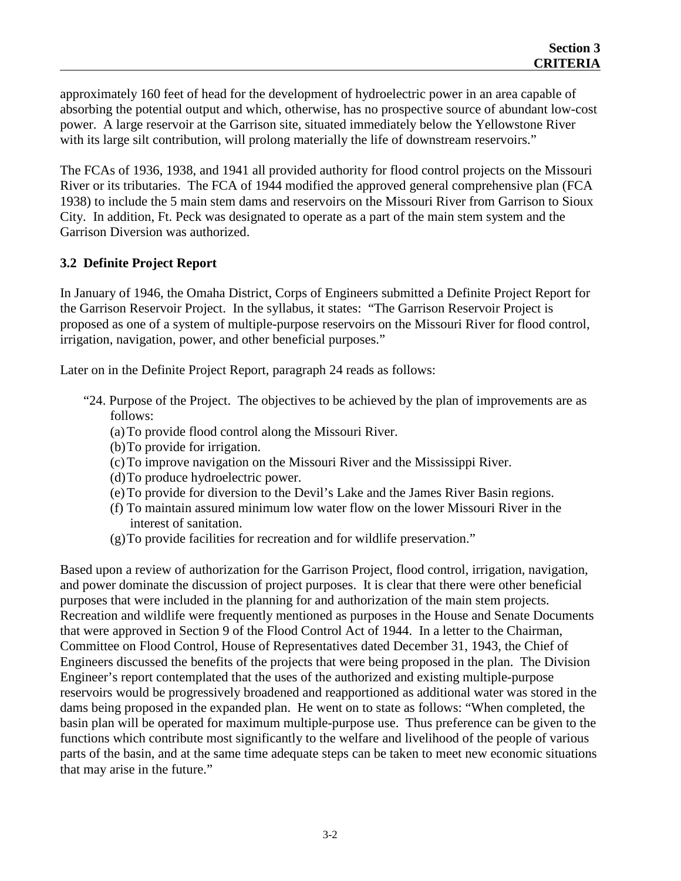approximately 160 feet of head for the development of hydroelectric power in an area capable of absorbing the potential output and which, otherwise, has no prospective source of abundant low-cost power. A large reservoir at the Garrison site, situated immediately below the Yellowstone River with its large silt contribution, will prolong materially the life of downstream reservoirs."

The FCAs of 1936, 1938, and 1941 all provided authority for flood control projects on the Missouri River or its tributaries. The FCA of 1944 modified the approved general comprehensive plan (FCA 1938) to include the 5 main stem dams and reservoirs on the Missouri River from Garrison to Sioux City. In addition, Ft. Peck was designated to operate as a part of the main stem system and the Garrison Diversion was authorized.

### 3.2 Definite Project Report

In January of 1946, the Omaha District, Corps of Engineers submitted a Definite Project Report for the Garrison Reservoir Project. In the syllabus, it states: "The Garrison Reservoir Project is proposed as one of a system of multiple-purpose reservoirs on the Missouri River for flood control, irrigation, navigation, power, and other beneficial purposes."

Later on in the Definite Project Report, paragraph 24 reads as follows:

"24. Purpose of the Project. The objectives to be achieved by the plan of improvements are as follows:
- (a) To provide flood control along the Missouri River.
- (b) To provide for irrigation.
- (c) To improve navigation on the Missouri River and the Mississippi River.
- (d) To produce hydroelectric power.
- (e) To provide for diversion to the Devil's Lake and the James River Basin regions.
- (f) To maintain assured minimum low water flow on the lower Missouri River in the interest of sanitation.
- (g) To provide facilities for recreation and for wildlife preservation."

Based upon a review of authorization for the Garrison Project, flood control, irrigation, navigation, and power dominate the discussion of project purposes. It is clear that there were other beneficial purposes that were included in the planning for and authorization of the main stem projects. Recreation and wildlife were frequently mentioned as purposes in the House and Senate Documents that were approved in Section 9 of the Flood Control Act of 1944. In a letter to the Chairman, Committee on Flood Control, House of Representatives dated December 31, 1943, the Chief of Engineers discussed the benefits of the projects that were being proposed in the plan. The Division Engineer's report contemplated that the uses of the authorized and existing multiple-purpose reservoirs would be progressively broadened and reapportioned as additional water was stored in the dams being proposed in the expanded plan. He went on to state as follows: "When completed, the basin plan will be operated for maximum multiple-purpose use. Thus preference can be given to the functions which contribute most significantly to the welfare and livelihood of the people of various parts of the basin, and at the same time adequate steps can be taken to meet new economic situations that may arise in the future."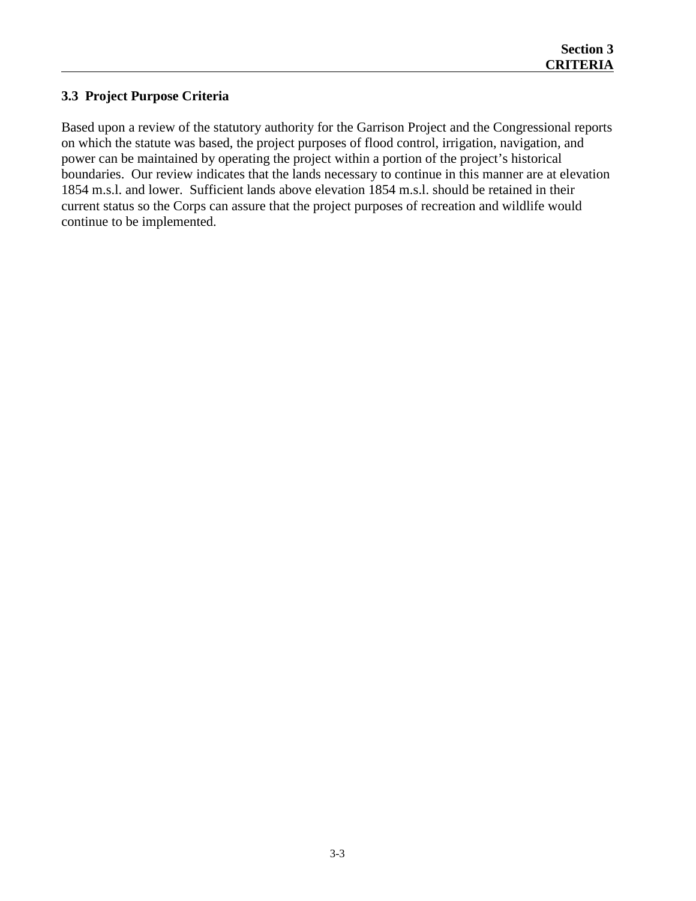### 3.3 Project Purpose Criteria

Based upon a review of the statutory authority for the Garrison Project and the Congressional reports on which the statute was based, the project purposes of flood control, irrigation, navigation, and power can be maintained by operating the project within a portion of the project's historical boundaries. Our review indicates that the lands necessary to continue in this manner are at elevation 1854 m.s.l. and lower. Sufficient lands above elevation 1854 m.s.l. should be retained in their current status so the Corps can assure that the project purposes of recreation and wildlife would continue to be implemented.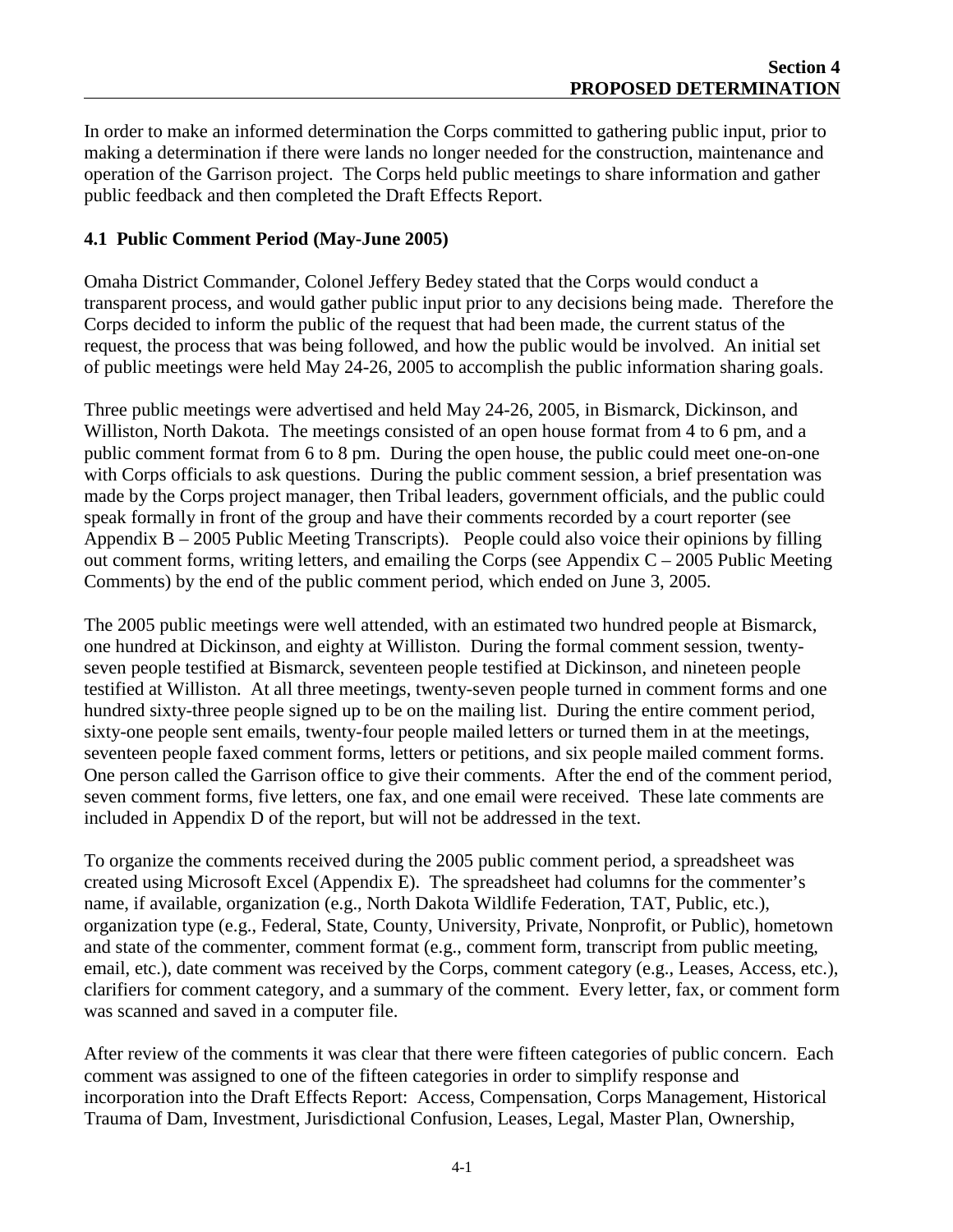# Section 4 PROPOSED DETERMINATION

In order to make an informed determination the Corps committed to gathering public input, prior to making a determination if there were lands no longer needed for the construction, maintenance and operation of the Garrison project. The Corps held public meetings to share information and gather public feedback and then completed the Draft Effects Report.

## 4.1 Public Comment Period (May-June 2005)

Omaha District Commander, Colonel Jeffery Bedey stated that the Corps would conduct a transparent process, and would gather public input prior to any decisions being made. Therefore the Corps decided to inform the public of the request that had been made, the current status of the request, the process that was being followed, and how the public would be involved. An initial set of public meetings were held May 24-26, 2005 to accomplish the public information sharing goals.

Three public meetings were advertised and held May 24-26, 2005, in Bismarck, Dickinson, and Williston, North Dakota. The meetings consisted of an open house format from 4 to 6 pm, and a public comment format from 6 to 8 pm. During the open house, the public could meet one-on-one with Corps officials to ask questions. During the public comment session, a brief presentation was made by the Corps project manager, then Tribal leaders, government officials, and the public could speak formally in front of the group and have their comments recorded by a court reporter (see Appendix B – 2005 Public Meeting Transcripts). People could also voice their opinions by filling out comment forms, writing letters, and emailing the Corps (see Appendix C – 2005 Public Meeting Comments) by the end of the public comment period, which ended on June 3, 2005.

The 2005 public meetings were well attended, with an estimated two hundred people at Bismarck, one hundred at Dickinson, and eighty at Williston. During the formal comment session, twenty-seven people testified at Bismarck, seventeen people testified at Dickinson, and nineteen people testified at Williston. At all three meetings, twenty-seven people turned in comment forms and one hundred sixty-three people signed up to be on the mailing list. During the entire comment period, sixty-one people sent emails, twenty-four people mailed letters or turned them in at the meetings, seventeen people faxed comment forms, letters or petitions, and six people mailed comment forms. One person called the Garrison office to give their comments. After the end of the comment period, seven comment forms, five letters, one fax, and one email were received. These late comments are included in Appendix D of the report, but will not be addressed in the text.

To organize the comments received during the 2005 public comment period, a spreadsheet was created using Microsoft Excel (Appendix E). The spreadsheet had columns for the commenter's name, if available, organization (e.g., North Dakota Wildlife Federation, TAT, Public, etc.), organization type (e.g., Federal, State, County, University, Private, Nonprofit, or Public), hometown and state of the commenter, comment format (e.g., comment form, transcript from public meeting, email, etc.), date comment was received by the Corps, comment category (e.g., Leases, Access, etc.), clarifiers for comment category, and a summary of the comment. Every letter, fax, or comment form was scanned and saved in a computer file.

After review of the comments it was clear that there were fifteen categories of public concern. Each comment was assigned to one of the fifteen categories in order to simplify response and incorporation into the Draft Effects Report: Access, Compensation, Corps Management, Historical Trauma of Dam, Investment, Jurisdictional Confusion, Leases, Legal, Master Plan, Ownership,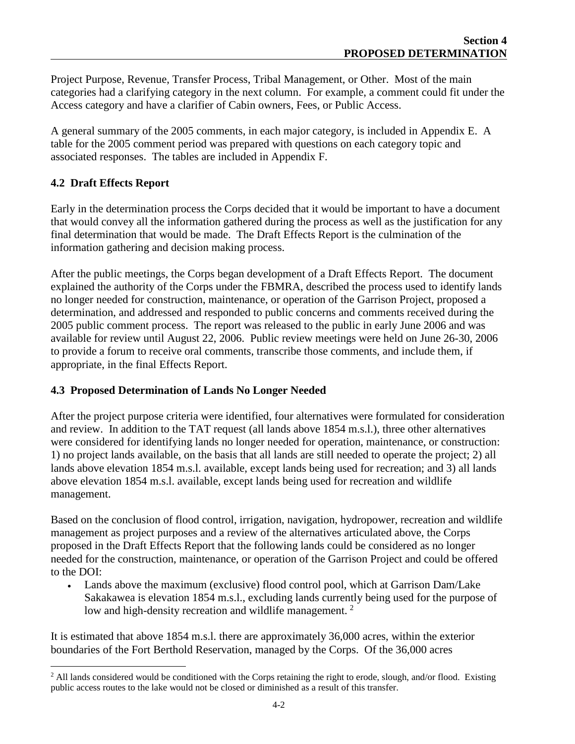Project Purpose, Revenue, Transfer Process, Tribal Management, or Other. Most of the main categories had a clarifying category in the next column. For example, a comment could fit under the Access category and have a clarifier of Cabin owners, Fees, or Public Access.

A general summary of the 2005 comments, in each major category, is included in Appendix E. A table for the 2005 comment period was prepared with questions on each category topic and associated responses. The tables are included in Appendix F.

### 4.2 Draft Effects Report

Early in the determination process the Corps decided that it would be important to have a document that would convey all the information gathered during the process as well as the justification for any final determination that would be made. The Draft Effects Report is the culmination of the information gathering and decision making process.

After the public meetings, the Corps began development of a Draft Effects Report. The document explained the authority of the Corps under the FBMRA, described the process used to identify lands no longer needed for construction, maintenance, or operation of the Garrison Project, proposed a determination, and addressed and responded to public concerns and comments received during the 2005 public comment process. The report was released to the public in early June 2006 and was available for review until August 22, 2006. Public review meetings were held on June 26-30, 2006 to provide a forum to receive oral comments, transcribe those comments, and include them, if appropriate, in the final Effects Report.

### 4.3 Proposed Determination of Lands No Longer Needed

After the project purpose criteria were identified, four alternatives were formulated for consideration and review. In addition to the TAT request (all lands above 1854 m.s.l.), three other alternatives were considered for identifying lands no longer needed for operation, maintenance, or construction: 1) no project lands available, on the basis that all lands are still needed to operate the project; 2) all lands above elevation 1854 m.s.l. available, except lands being used for recreation; and 3) all lands above elevation 1854 m.s.l. available, except lands being used for recreation and wildlife management.

Based on the conclusion of flood control, irrigation, navigation, hydropower, recreation and wildlife management as project purposes and a review of the alternatives articulated above, the Corps proposed in the Draft Effects Report that the following lands could be considered as no longer needed for the construction, maintenance, or operation of the Garrison Project and could be offered to the DOI:

- Lands above the maximum (exclusive) flood control pool, which at Garrison Dam/Lake Sakakawea is elevation 1854 m.s.l., excluding lands currently being used for the purpose of low and high-density recreation and wildlife management. [2]

It is estimated that above 1854 m.s.l. there are approximately 36,000 acres, within the exterior boundaries of the Fort Berthold Reservation, managed by the Corps. Of the 36,000 acres

[2] All lands considered would be conditioned with the Corps retaining the right to erode, slough, and/or flood. Existing public access routes to the lake would not be closed or diminished as a result of this transfer.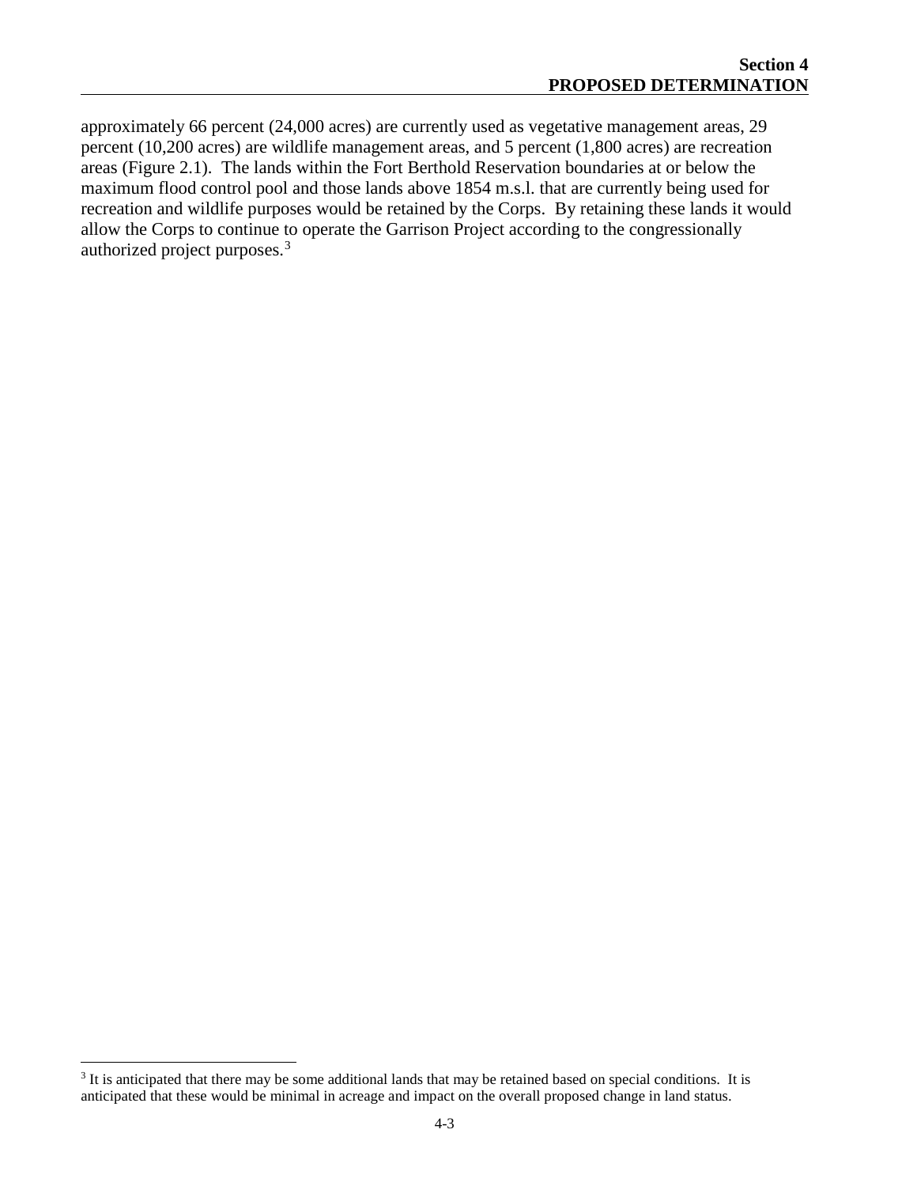approximately 66 percent (24,000 acres) are currently used as vegetative management areas, 29 percent (10,200 acres) are wildlife management areas, and 5 percent (1,800 acres) are recreation areas (Figure 2.1). The lands within the Fort Berthold Reservation boundaries at or below the maximum flood control pool and those lands above 1854 m.s.l. that are currently being used for recreation and wildlife purposes would be retained by the Corps. By retaining these lands it would allow the Corps to continue to operate the Garrison Project according to the congressionally authorized project purposes.[3]

[3] It is anticipated that there may be some additional lands that may be retained based on special conditions. It is anticipated that these would be minimal in acreage and impact on the overall proposed change in land status.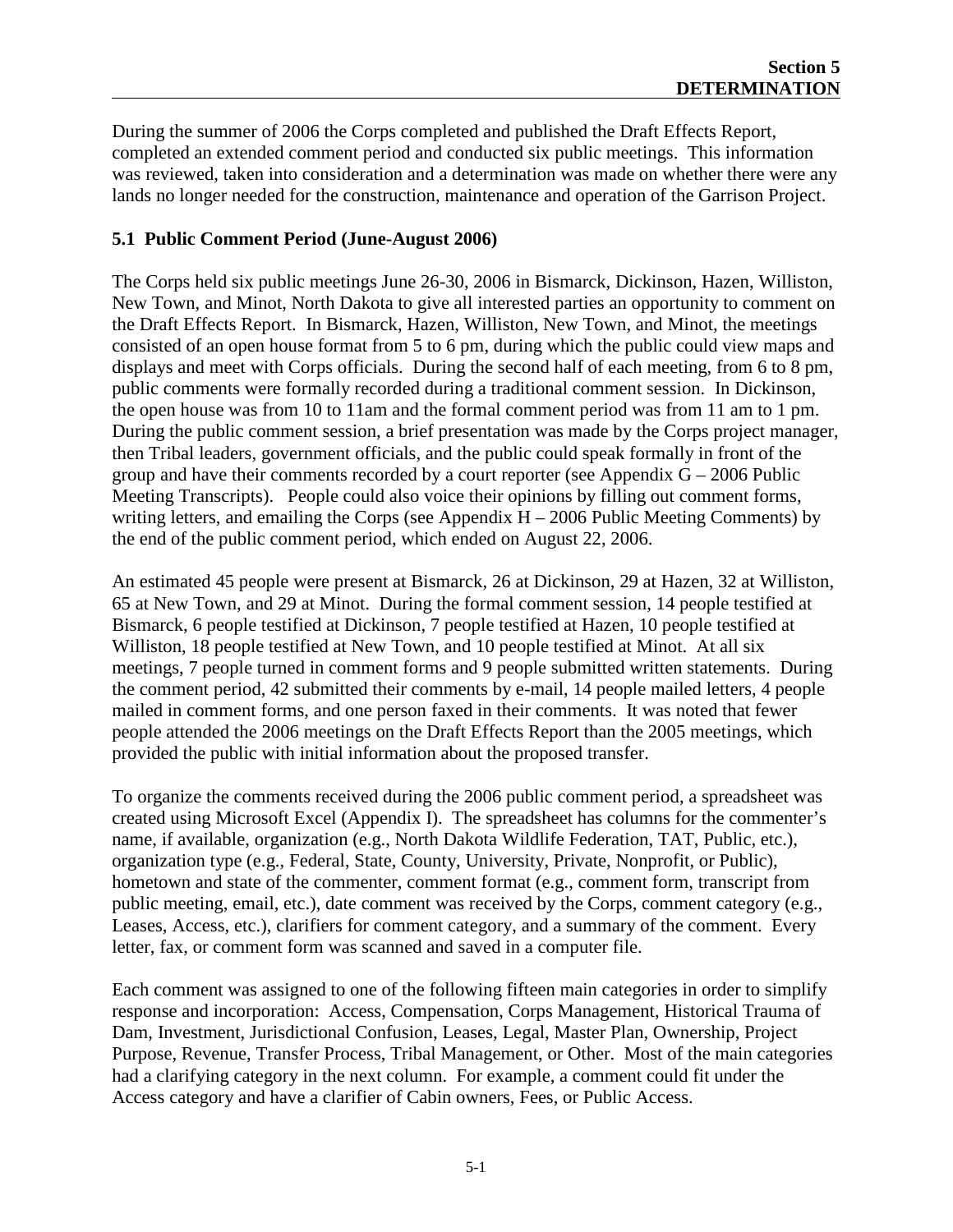## Section 5 DETERMINATION

During the summer of 2006 the Corps completed and published the Draft Effects Report, completed an extended comment period and conducted six public meetings. This information was reviewed, taken into consideration and a determination was made on whether there were any lands no longer needed for the construction, maintenance and operation of the Garrison Project.

### 5.1 Public Comment Period (June-August 2006)

The Corps held six public meetings June 26-30, 2006 in Bismarck, Dickinson, Hazen, Williston, New Town, and Minot, North Dakota to give all interested parties an opportunity to comment on the Draft Effects Report. In Bismarck, Hazen, Williston, New Town, and Minot, the meetings consisted of an open house format from 5 to 6 pm, during which the public could view maps and displays and meet with Corps officials. During the second half of each meeting, from 6 to 8 pm, public comments were formally recorded during a traditional comment session. In Dickinson, the open house was from 10 to 11am and the formal comment period was from 11 am to 1 pm. During the public comment session, a brief presentation was made by the Corps project manager, then Tribal leaders, government officials, and the public could speak formally in front of the group and have their comments recorded by a court reporter (see Appendix G – 2006 Public Meeting Transcripts). People could also voice their opinions by filling out comment forms, writing letters, and emailing the Corps (see Appendix H – 2006 Public Meeting Comments) by the end of the public comment period, which ended on August 22, 2006.

An estimated 45 people were present at Bismarck, 26 at Dickinson, 29 at Hazen, 32 at Williston, 65 at New Town, and 29 at Minot. During the formal comment session, 14 people testified at Bismarck, 6 people testified at Dickinson, 7 people testified at Hazen, 10 people testified at Williston, 18 people testified at New Town, and 10 people testified at Minot. At all six meetings, 7 people turned in comment forms and 9 people submitted written statements. During the comment period, 42 submitted their comments by e-mail, 14 people mailed letters, 4 people mailed in comment forms, and one person faxed in their comments. It was noted that fewer people attended the 2006 meetings on the Draft Effects Report than the 2005 meetings, which provided the public with initial information about the proposed transfer.

To organize the comments received during the 2006 public comment period, a spreadsheet was created using Microsoft Excel (Appendix I). The spreadsheet has columns for the commenter's name, if available, organization (e.g., North Dakota Wildlife Federation, TAT, Public, etc.), organization type (e.g., Federal, State, County, University, Private, Nonprofit, or Public), hometown and state of the commenter, comment format (e.g., comment form, transcript from public meeting, email, etc.), date comment was received by the Corps, comment category (e.g., Leases, Access, etc.), clarifiers for comment category, and a summary of the comment. Every letter, fax, or comment form was scanned and saved in a computer file.

Each comment was assigned to one of the following fifteen main categories in order to simplify response and incorporation: Access, Compensation, Corps Management, Historical Trauma of Dam, Investment, Jurisdictional Confusion, Leases, Legal, Master Plan, Ownership, Project Purpose, Revenue, Transfer Process, Tribal Management, or Other. Most of the main categories had a clarifying category in the next column. For example, a comment could fit under the Access category and have a clarifier of Cabin owners, Fees, or Public Access.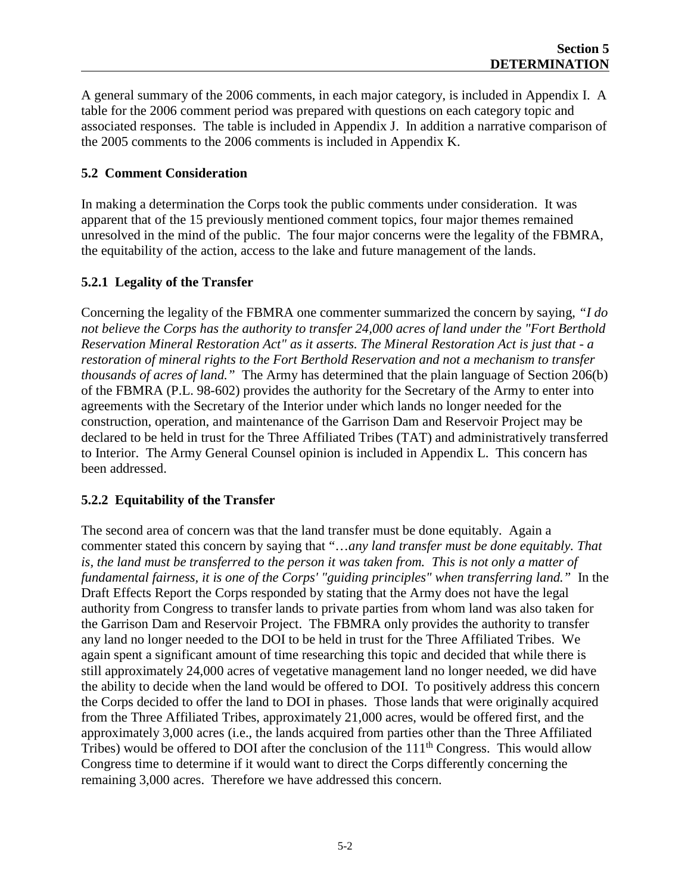A general summary of the 2006 comments, in each major category, is included in Appendix I. A table for the 2006 comment period was prepared with questions on each category topic and associated responses. The table is included in Appendix J. In addition a narrative comparison of the 2005 comments to the 2006 comments is included in Appendix K.

### 5.2 Comment Consideration

In making a determination the Corps took the public comments under consideration. It was apparent that of the 15 previously mentioned comment topics, four major themes remained unresolved in the mind of the public. The four major concerns were the legality of the FBMRA, the equitability of the action, access to the lake and future management of the lands.

#### 5.2.1 Legality of the Transfer

Concerning the legality of the FBMRA one commenter summarized the concern by saying, *"I do not believe the Corps has the authority to transfer 24,000 acres of land under the "Fort Berthold Reservation Mineral Restoration Act" as it asserts. The Mineral Restoration Act is just that - a restoration of mineral rights to the Fort Berthold Reservation and not a mechanism to transfer thousands of acres of land."* The Army has determined that the plain language of Section 206(b) of the FBMRA (P.L. 98-602) provides the authority for the Secretary of the Army to enter into agreements with the Secretary of the Interior under which lands no longer needed for the construction, operation, and maintenance of the Garrison Dam and Reservoir Project may be declared to be held in trust for the Three Affiliated Tribes (TAT) and administratively transferred to Interior. The Army General Counsel opinion is included in Appendix L. This concern has been addressed.

#### 5.2.2 Equitability of the Transfer

The second area of concern was that the land transfer must be done equitably. Again a commenter stated this concern by saying that "*…any land transfer must be done equitably. That is, the land must be transferred to the person it was taken from. This is not only a matter of fundamental fairness, it is one of the Corps' "guiding principles" when transferring land."* In the Draft Effects Report the Corps responded by stating that the Army does not have the legal authority from Congress to transfer lands to private parties from whom land was also taken for the Garrison Dam and Reservoir Project. The FBMRA only provides the authority to transfer any land no longer needed to the DOI to be held in trust for the Three Affiliated Tribes. We again spent a significant amount of time researching this topic and decided that while there is still approximately 24,000 acres of vegetative management land no longer needed, we did have the ability to decide when the land would be offered to DOI. To positively address this concern the Corps decided to offer the land to DOI in phases. Those lands that were originally acquired from the Three Affiliated Tribes, approximately 21,000 acres, would be offered first, and the approximately 3,000 acres (i.e., the lands acquired from parties other than the Three Affiliated Tribes) would be offered to DOI after the conclusion of the 111th Congress. This would allow Congress time to determine if it would want to direct the Corps differently concerning the remaining 3,000 acres. Therefore we have addressed this concern.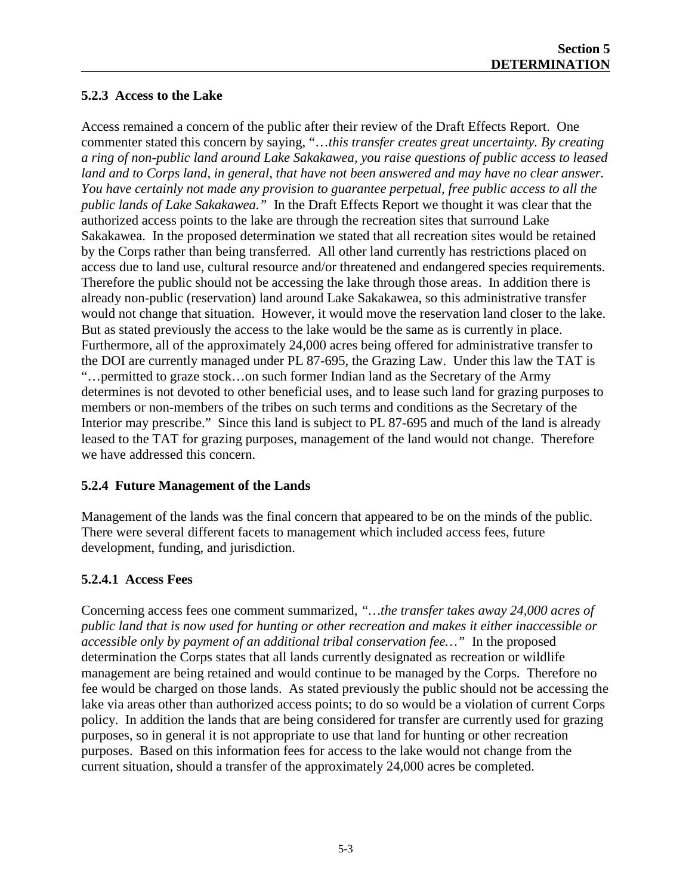### 5.2.3 Access to the Lake

Access remained a concern of the public after their review of the Draft Effects Report. One commenter stated this concern by saying, "*…this transfer creates great uncertainty. By creating a ring of non-public land around Lake Sakakawea, you raise questions of public access to leased land and to Corps land, in general, that have not been answered and may have no clear answer. You have certainly not made any provision to guarantee perpetual, free public access to all the public lands of Lake Sakakawea."* In the Draft Effects Report we thought it was clear that the authorized access points to the lake are through the recreation sites that surround Lake Sakakawea. In the proposed determination we stated that all recreation sites would be retained by the Corps rather than being transferred. All other land currently has restrictions placed on access due to land use, cultural resource and/or threatened and endangered species requirements. Therefore the public should not be accessing the lake through those areas. In addition there is already non-public (reservation) land around Lake Sakakawea, so this administrative transfer would not change that situation. However, it would move the reservation land closer to the lake. But as stated previously the access to the lake would be the same as is currently in place. Furthermore, all of the approximately 24,000 acres being offered for administrative transfer to the DOI are currently managed under PL 87-695, the Grazing Law. Under this law the TAT is "…permitted to graze stock…on such former Indian land as the Secretary of the Army determines is not devoted to other beneficial uses, and to lease such land for grazing purposes to members or non-members of the tribes on such terms and conditions as the Secretary of the Interior may prescribe." Since this land is subject to PL 87-695 and much of the land is already leased to the TAT for grazing purposes, management of the land would not change. Therefore we have addressed this concern.

### 5.2.4 Future Management of the Lands

Management of the lands was the final concern that appeared to be on the minds of the public. There were several different facets to management which included access fees, future development, funding, and jurisdiction.

#### 5.2.4.1 Access Fees

Concerning access fees one comment summarized, *"…the transfer takes away 24,000 acres of public land that is now used for hunting or other recreation and makes it either inaccessible or accessible only by payment of an additional tribal conservation fee…"* In the proposed determination the Corps states that all lands currently designated as recreation or wildlife management are being retained and would continue to be managed by the Corps. Therefore no fee would be charged on those lands. As stated previously the public should not be accessing the lake via areas other than authorized access points; to do so would be a violation of current Corps policy. In addition the lands that are being considered for transfer are currently used for grazing purposes, so in general it is not appropriate to use that land for hunting or other recreation purposes. Based on this information fees for access to the lake would not change from the current situation, should a transfer of the approximately 24,000 acres be completed.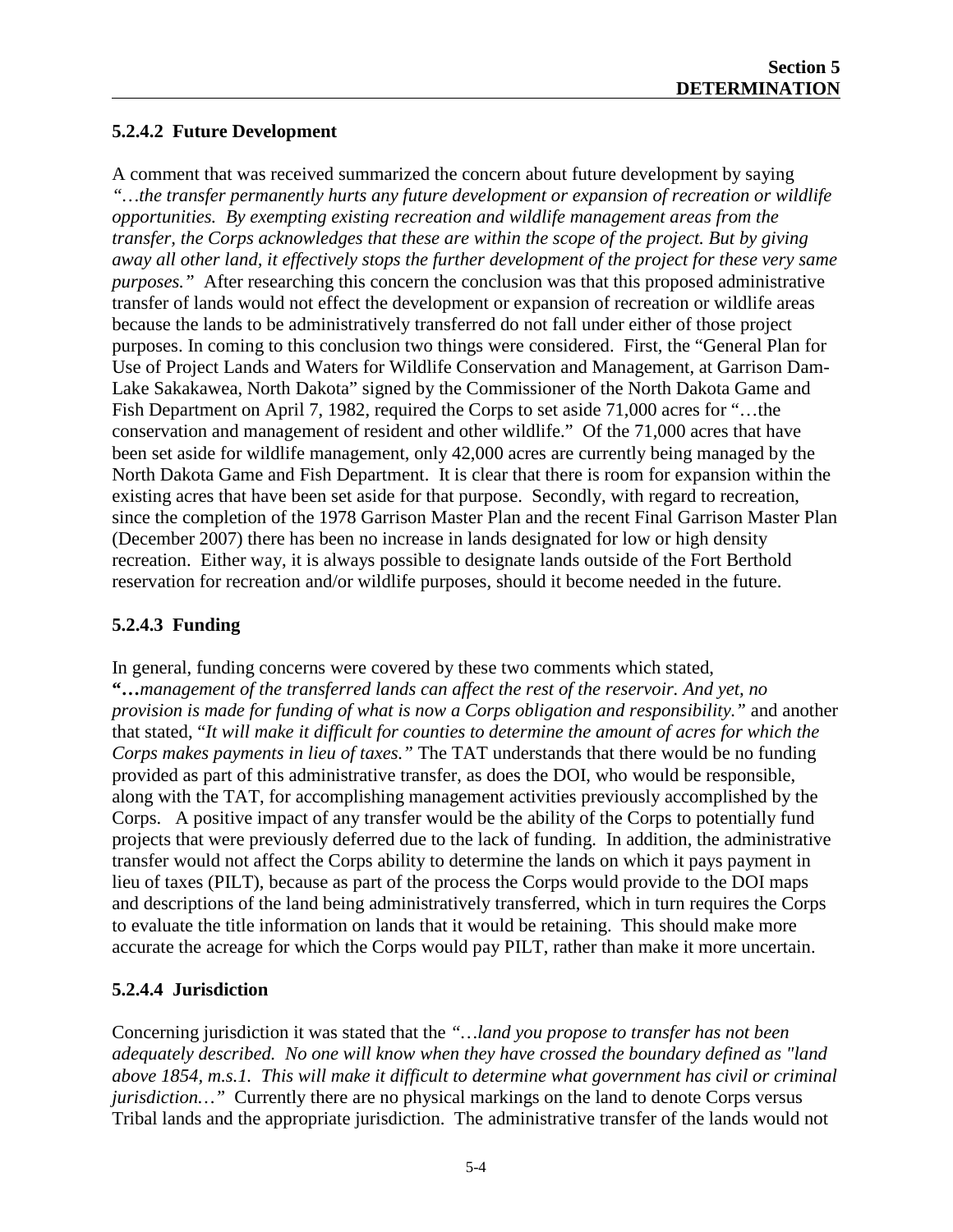#### 5.2.4.2 Future Development

A comment that was received summarized the concern about future development by saying *"…the transfer permanently hurts any future development or expansion of recreation or wildlife opportunities. By exempting existing recreation and wildlife management areas from the transfer, the Corps acknowledges that these are within the scope of the project. But by giving away all other land, it effectively stops the further development of the project for these very same purposes."* After researching this concern the conclusion was that this proposed administrative transfer of lands would not effect the development or expansion of recreation or wildlife areas because the lands to be administratively transferred do not fall under either of those project purposes. In coming to this conclusion two things were considered. First, the "General Plan for Use of Project Lands and Waters for Wildlife Conservation and Management, at Garrison Dam-Lake Sakakawea, North Dakota" signed by the Commissioner of the North Dakota Game and Fish Department on April 7, 1982, required the Corps to set aside 71,000 acres for "…the conservation and management of resident and other wildlife." Of the 71,000 acres that have been set aside for wildlife management, only 42,000 acres are currently being managed by the North Dakota Game and Fish Department. It is clear that there is room for expansion within the existing acres that have been set aside for that purpose. Secondly, with regard to recreation, since the completion of the 1978 Garrison Master Plan and the recent Final Garrison Master Plan (December 2007) there has been no increase in lands designated for low or high density recreation. Either way, it is always possible to designate lands outside of the Fort Berthold reservation for recreation and/or wildlife purposes, should it become needed in the future.

#### 5.2.4.3 Funding

In general, funding concerns were covered by these two comments which stated, **"…***management of the transferred lands can affect the rest of the reservoir. And yet, no provision is made for funding of what is now a Corps obligation and responsibility."* and another that stated, "*It will make it difficult for counties to determine the amount of acres for which the Corps makes payments in lieu of taxes."* The TAT understands that there would be no funding provided as part of this administrative transfer, as does the DOI, who would be responsible, along with the TAT, for accomplishing management activities previously accomplished by the Corps. A positive impact of any transfer would be the ability of the Corps to potentially fund projects that were previously deferred due to the lack of funding. In addition, the administrative transfer would not affect the Corps ability to determine the lands on which it pays payment in lieu of taxes (PILT), because as part of the process the Corps would provide to the DOI maps and descriptions of the land being administratively transferred, which in turn requires the Corps to evaluate the title information on lands that it would be retaining. This should make more accurate the acreage for which the Corps would pay PILT, rather than make it more uncertain.

#### 5.2.4.4 Jurisdiction

Concerning jurisdiction it was stated that the *"…land you propose to transfer has not been adequately described. No one will know when they have crossed the boundary defined as "land above 1854, m.s.l. This will make it difficult to determine what government has civil or criminal jurisdiction…"* Currently there are no physical markings on the land to denote Corps versus Tribal lands and the appropriate jurisdiction. The administrative transfer of the lands would not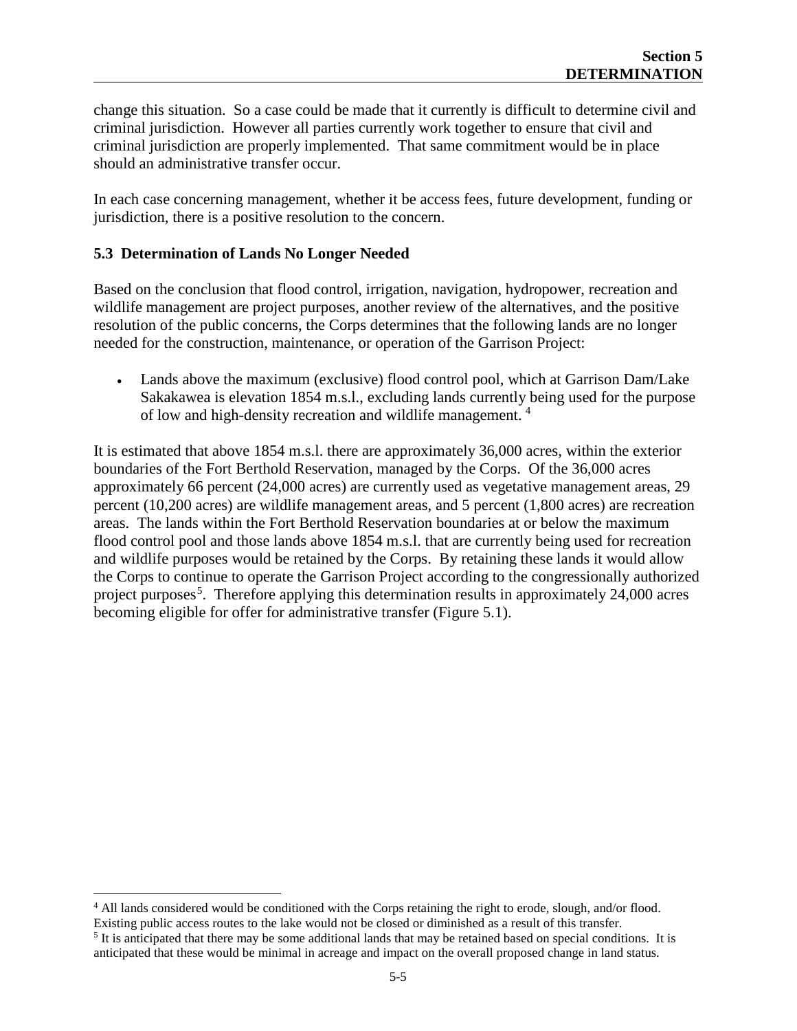change this situation. So a case could be made that it currently is difficult to determine civil and criminal jurisdiction. However all parties currently work together to ensure that civil and criminal jurisdiction are properly implemented. That same commitment would be in place should an administrative transfer occur.

In each case concerning management, whether it be access fees, future development, funding or jurisdiction, there is a positive resolution to the concern.

### 5.3 Determination of Lands No Longer Needed

Based on the conclusion that flood control, irrigation, navigation, hydropower, recreation and wildlife management are project purposes, another review of the alternatives, and the positive resolution of the public concerns, the Corps determines that the following lands are no longer needed for the construction, maintenance, or operation of the Garrison Project:

- Lands above the maximum (exclusive) flood control pool, which at Garrison Dam/Lake Sakakawea is elevation 1854 m.s.l., excluding lands currently being used for the purpose of low and high-density recreation and wildlife management. [4]

It is estimated that above 1854 m.s.l. there are approximately 36,000 acres, within the exterior boundaries of the Fort Berthold Reservation, managed by the Corps. Of the 36,000 acres approximately 66 percent (24,000 acres) are currently used as vegetative management areas, 29 percent (10,200 acres) are wildlife management areas, and 5 percent (1,800 acres) are recreation areas. The lands within the Fort Berthold Reservation boundaries at or below the maximum flood control pool and those lands above 1854 m.s.l. that are currently being used for recreation and wildlife purposes would be retained by the Corps. By retaining these lands it would allow the Corps to continue to operate the Garrison Project according to the congressionally authorized project purposes[5]. Therefore applying this determination results in approximately 24,000 acres becoming eligible for offer for administrative transfer (Figure 5.1).

---

[4] All lands considered would be conditioned with the Corps retaining the right to erode, slough, and/or flood. Existing public access routes to the lake would not be closed or diminished as a result of this transfer.

[5] It is anticipated that there may be some additional lands that may be retained based on special conditions. It is anticipated that these would be minimal in acreage and impact on the overall proposed change in land status.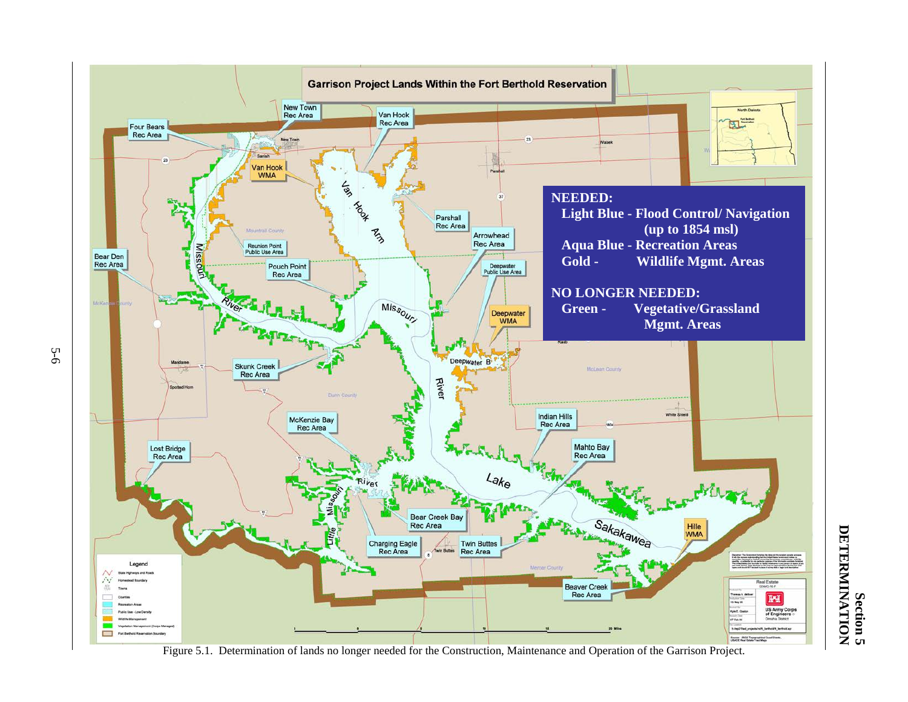Garrison Project Lands Within the Fort Berthold Reservation

**NEEDED:**
**Light Blue - Flood Control/ Navigation (up to 1854 msl)**
**Aqua Blue - Recreation Areas**
**Gold - Wildlife Mgmt. Areas**

**NO LONGER NEEDED:**
**Green - Vegetative/Grassland Mgmt. Areas**

Figure 5.1. Determination of lands no longer needed for the Construction, Maintenance and Operation of the Garrison Project.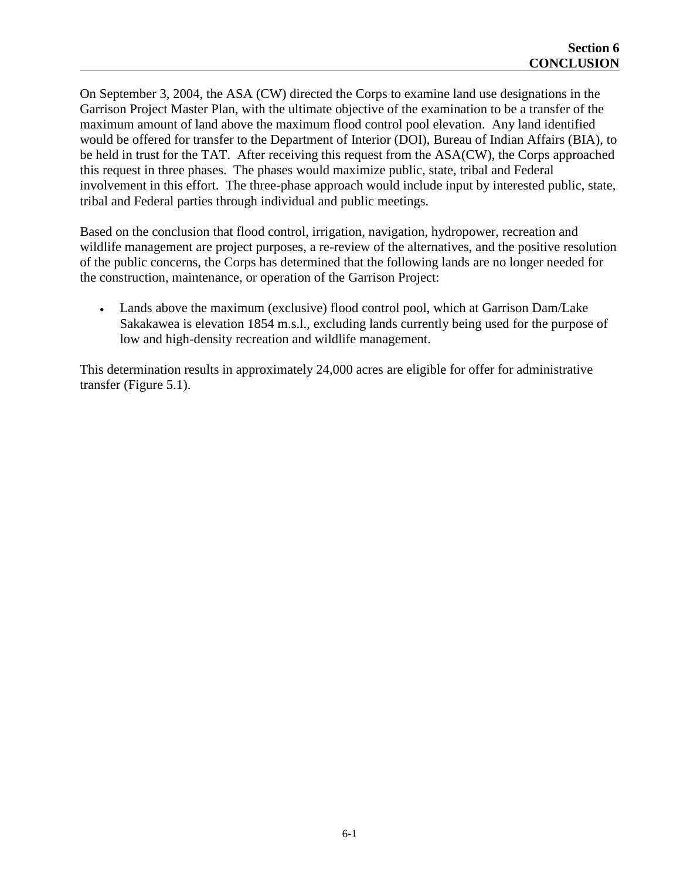# Section 6 CONCLUSION

On September 3, 2004, the ASA (CW) directed the Corps to examine land use designations in the Garrison Project Master Plan, with the ultimate objective of the examination to be a transfer of the maximum amount of land above the maximum flood control pool elevation. Any land identified would be offered for transfer to the Department of Interior (DOI), Bureau of Indian Affairs (BIA), to be held in trust for the TAT. After receiving this request from the ASA(CW), the Corps approached this request in three phases. The phases would maximize public, state, tribal and Federal involvement in this effort. The three-phase approach would include input by interested public, state, tribal and Federal parties through individual and public meetings.

Based on the conclusion that flood control, irrigation, navigation, hydropower, recreation and wildlife management are project purposes, a re-review of the alternatives, and the positive resolution of the public concerns, the Corps has determined that the following lands are no longer needed for the construction, maintenance, or operation of the Garrison Project:

- Lands above the maximum (exclusive) flood control pool, which at Garrison Dam/Lake Sakakawea is elevation 1854 m.s.l., excluding lands currently being used for the purpose of low and high-density recreation and wildlife management.

This determination results in approximately 24,000 acres are eligible for offer for administrative transfer (Figure 5.1).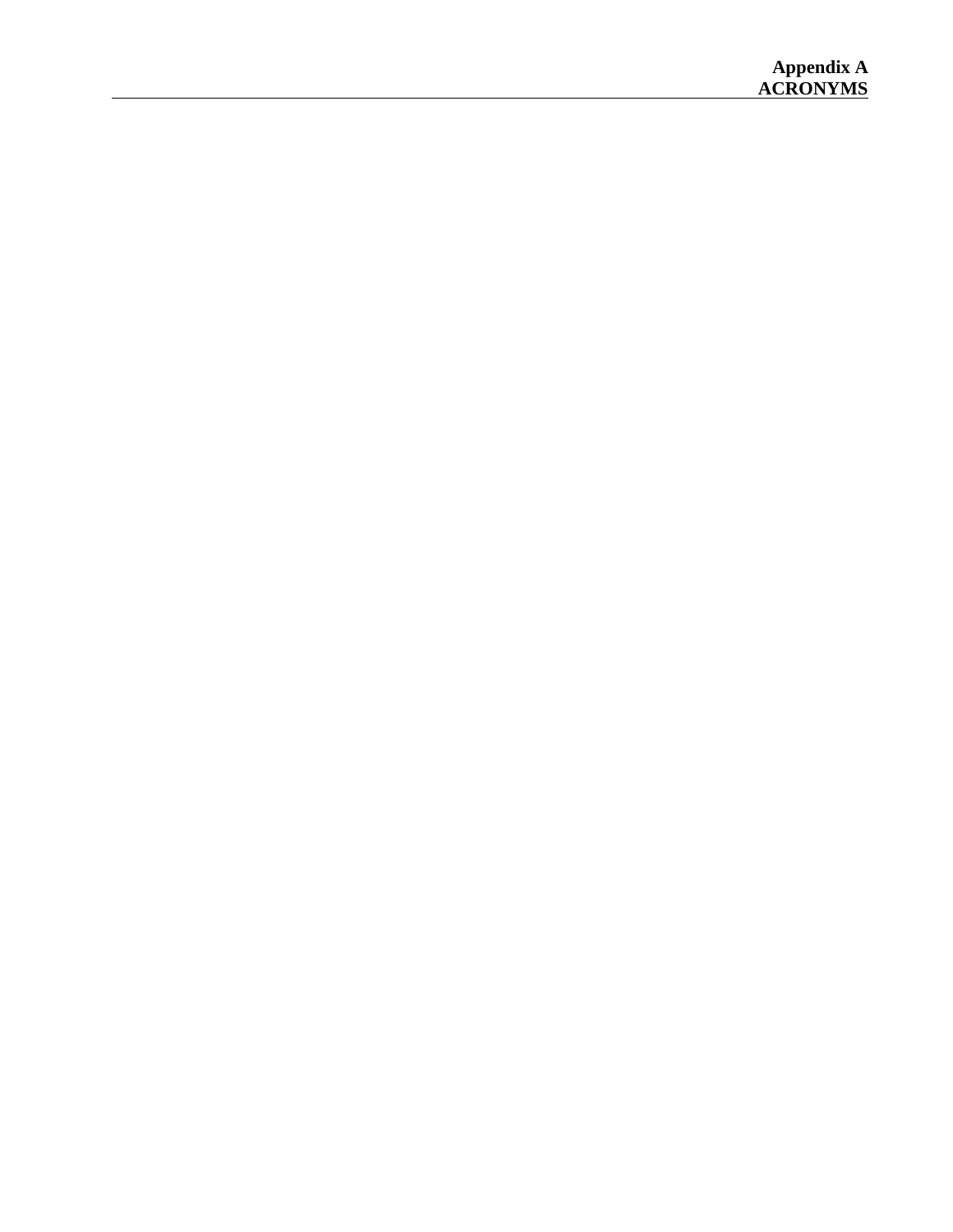# Appendix A
# ACRONYMS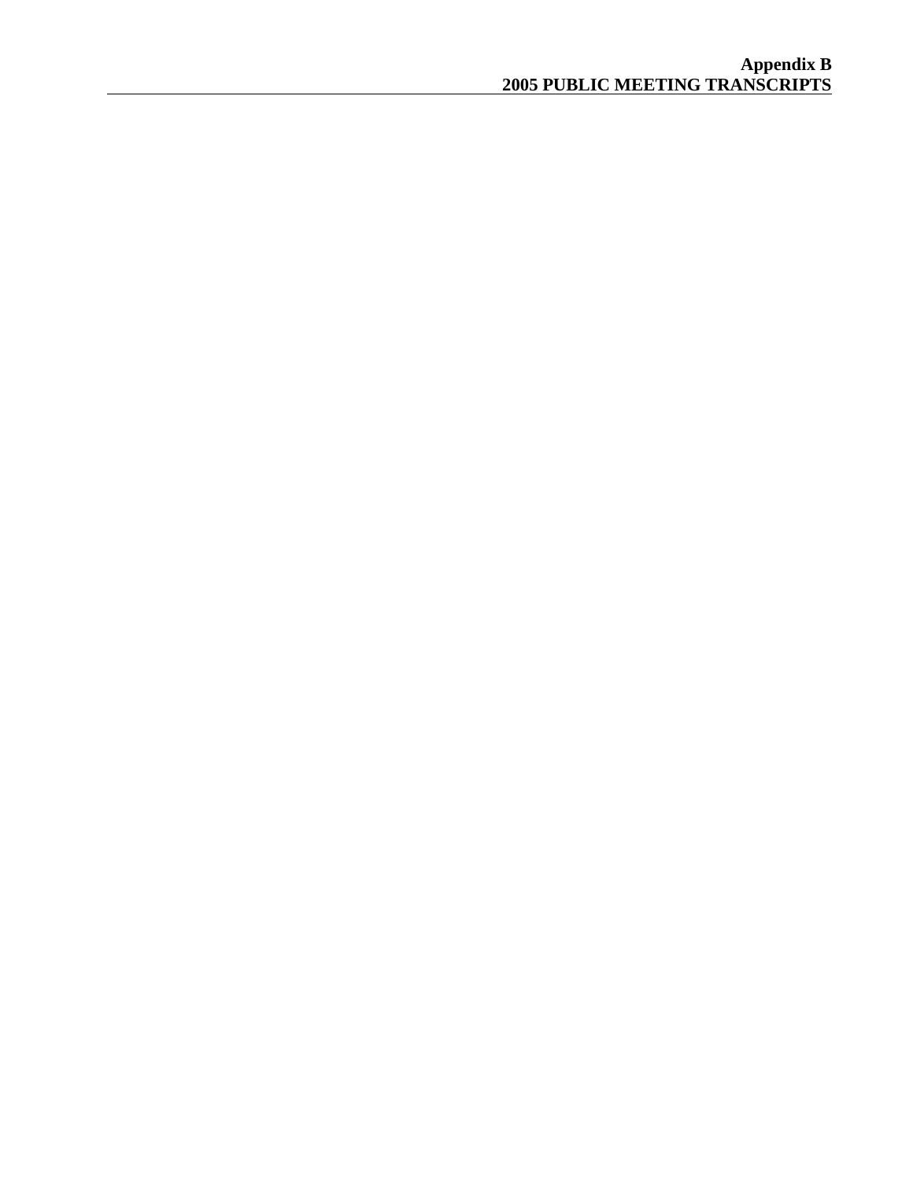# Appendix B
## 2005 PUBLIC MEETING TRANSCRIPTS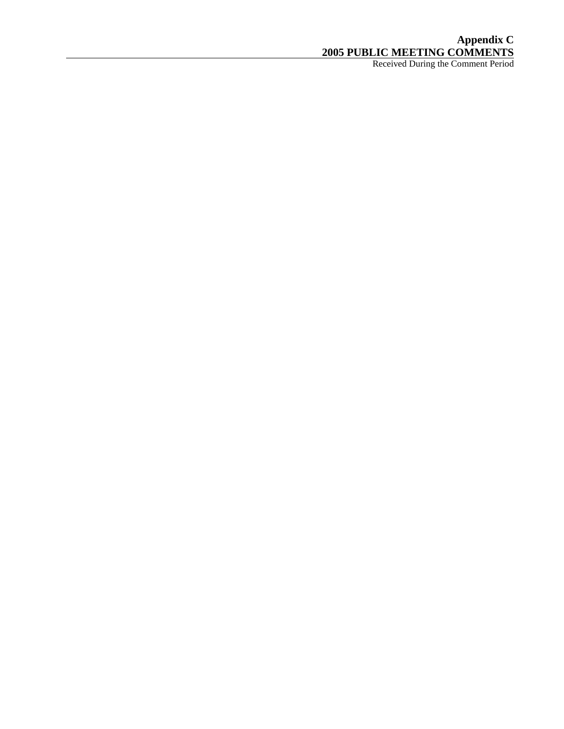# Appendix C
## 2005 PUBLIC MEETING COMMENTS
Received During the Comment Period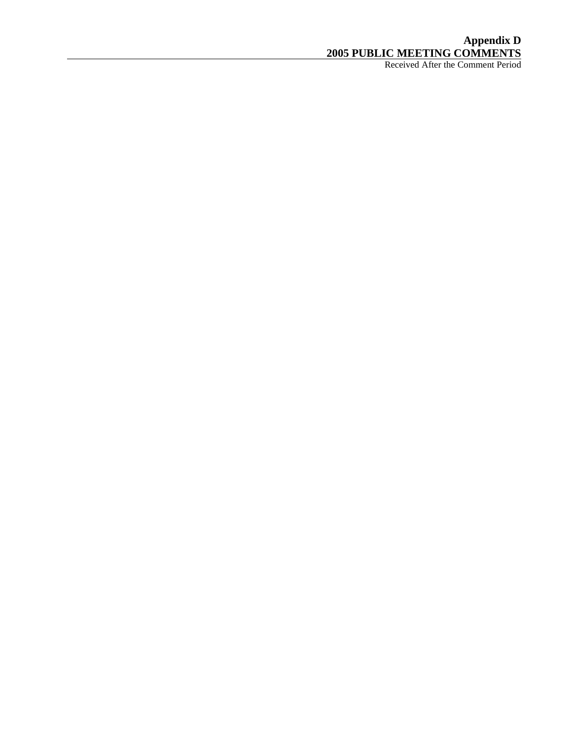# Appendix D

## 2005 PUBLIC MEETING COMMENTS

Received After the Comment Period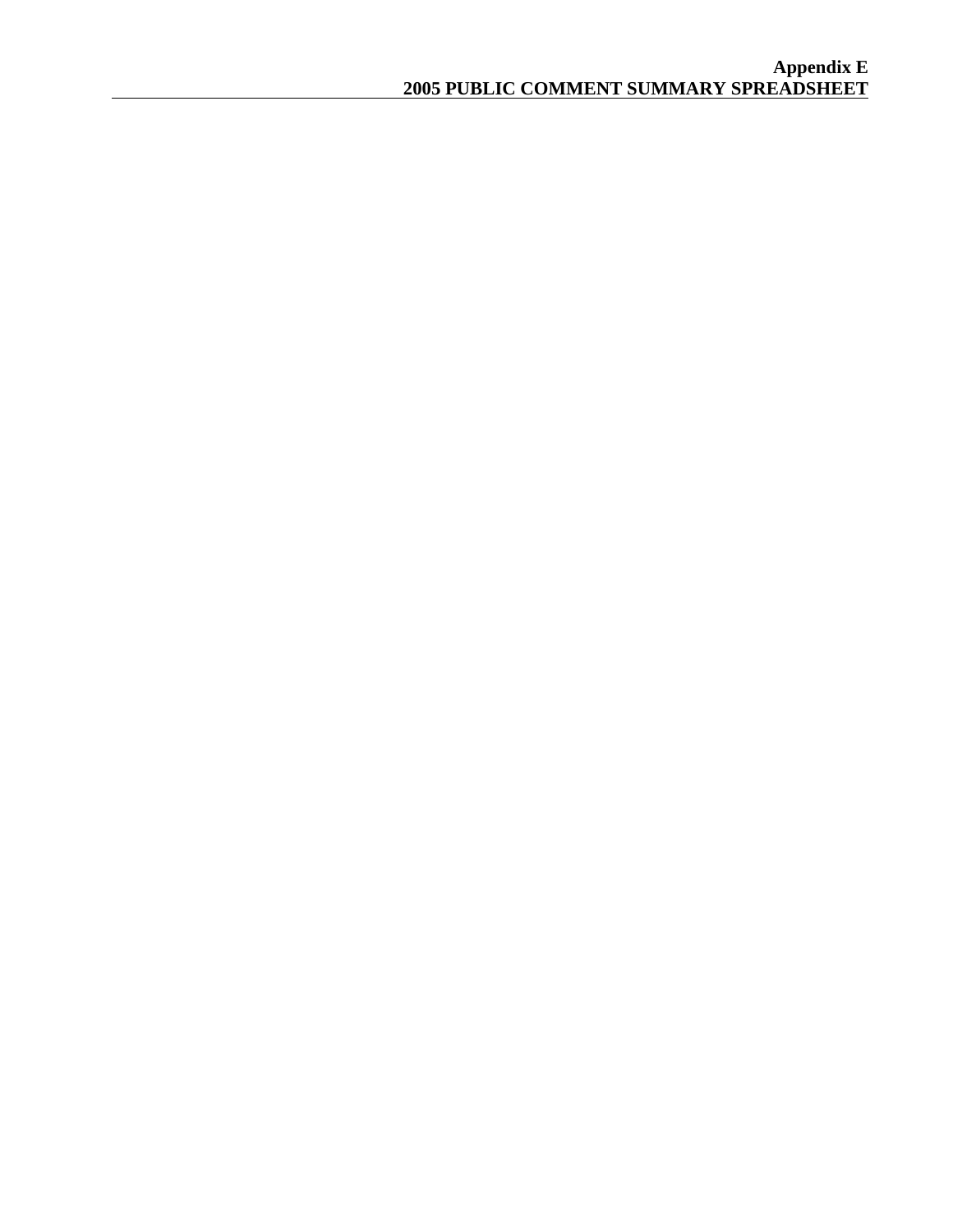# Appendix E
# 2005 PUBLIC COMMENT SUMMARY SPREADSHEET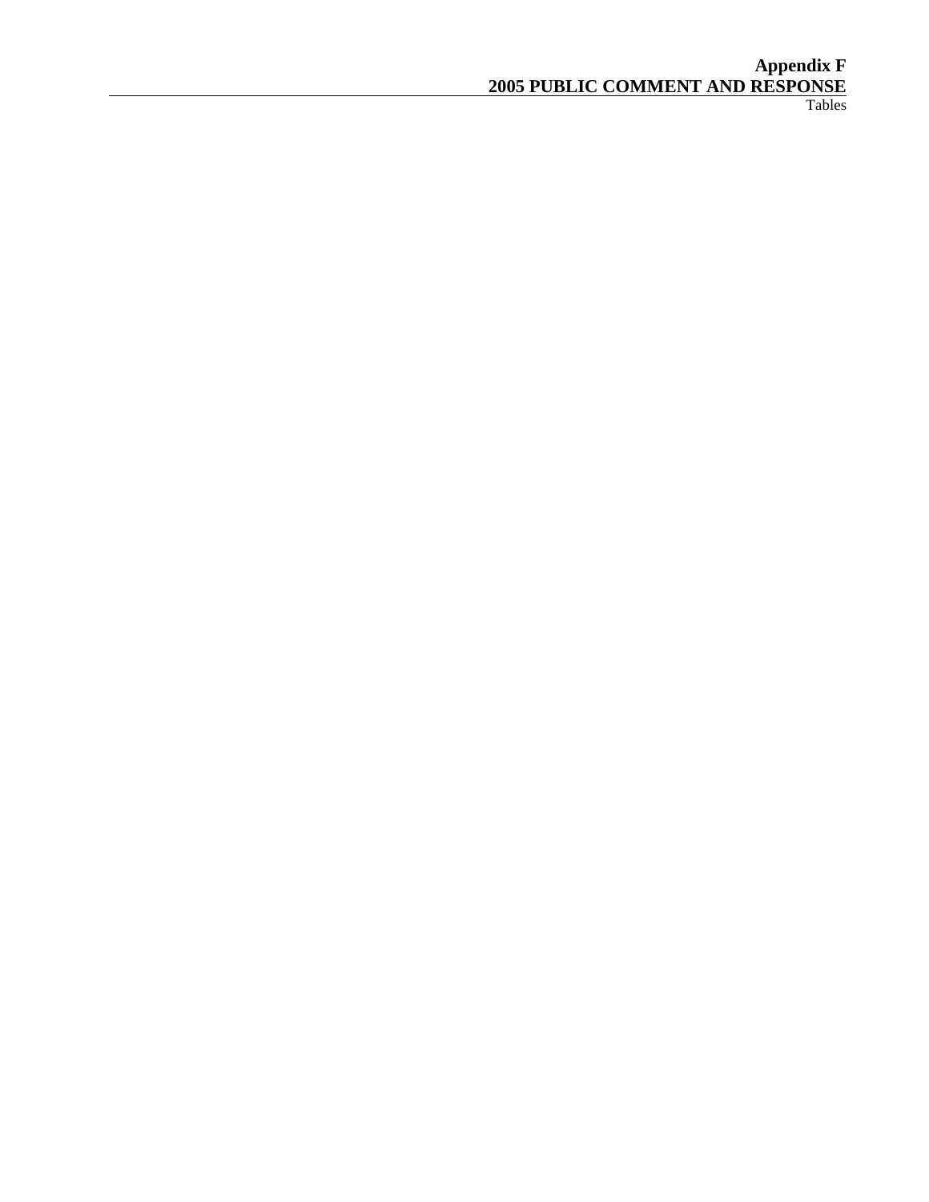# Appendix F
## 2005 PUBLIC COMMENT AND RESPONSE

Tables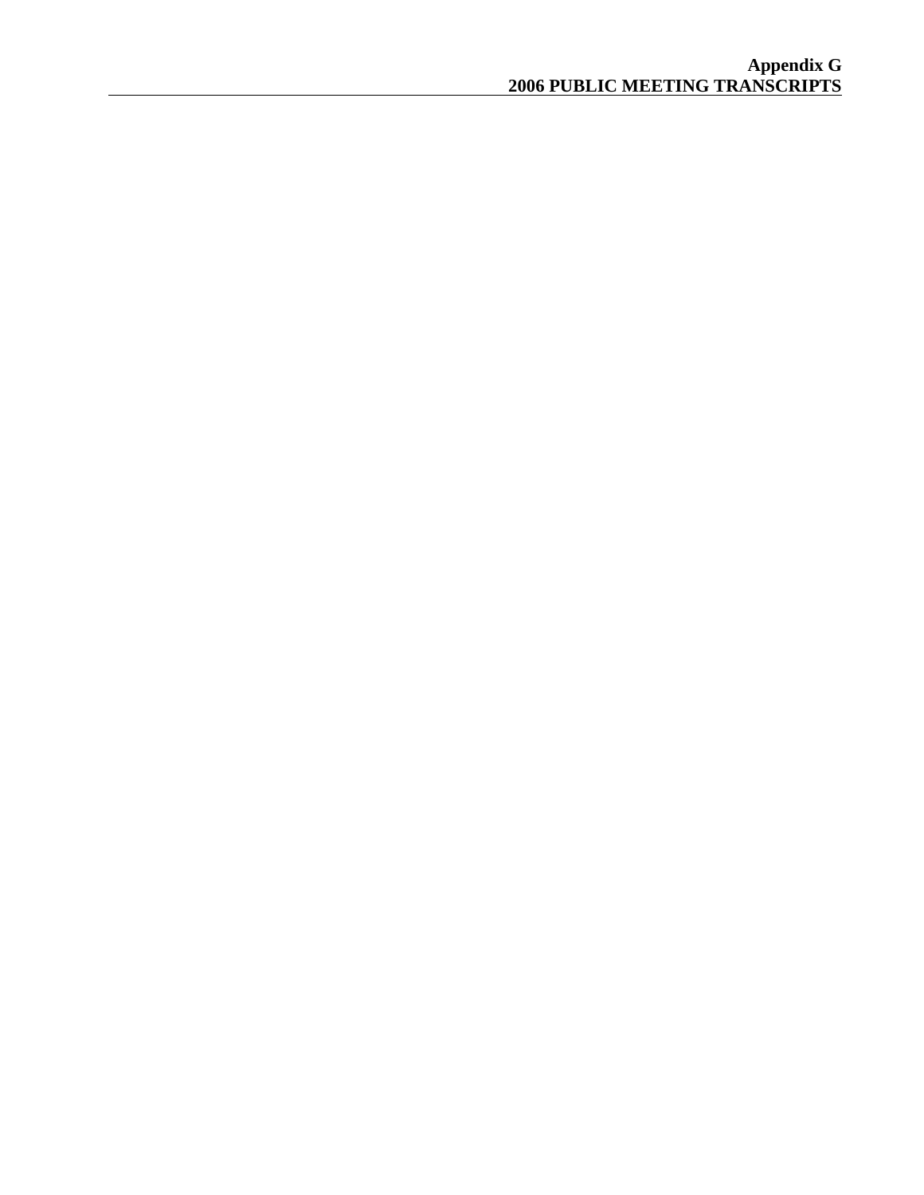# Appendix G
# 2006 PUBLIC MEETING TRANSCRIPTS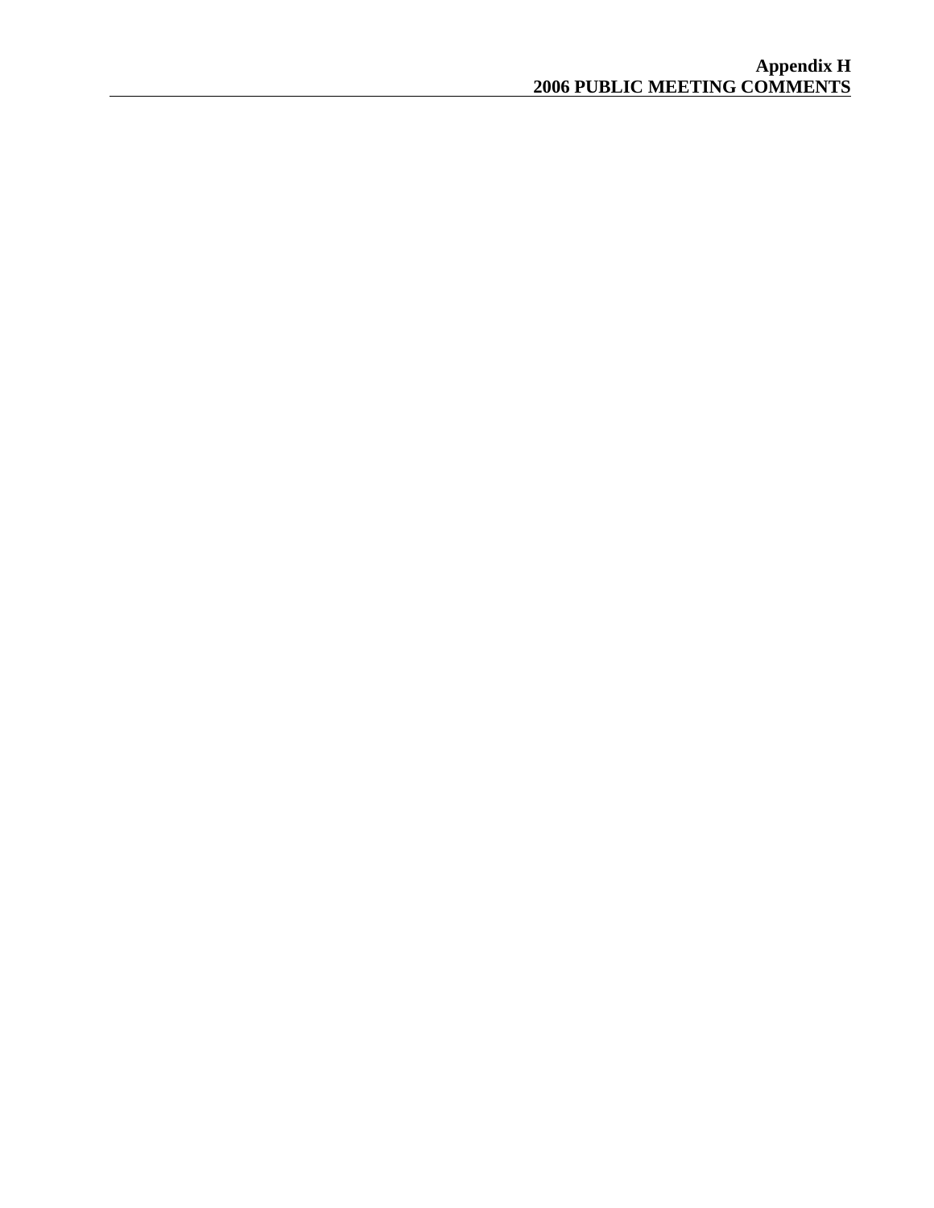# Appendix H
## 2006 PUBLIC MEETING COMMENTS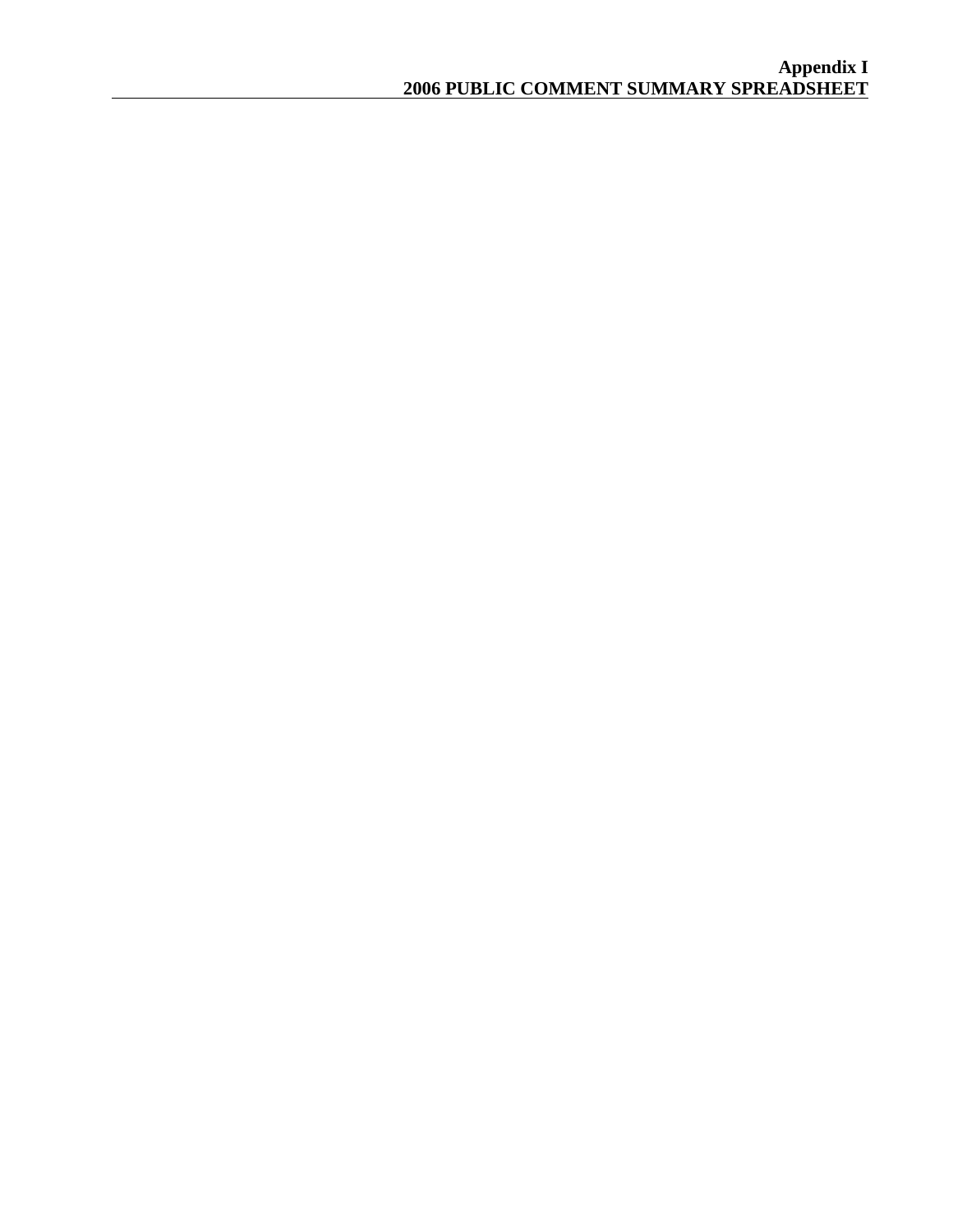# Appendix I
# 2006 PUBLIC COMMENT SUMMARY SPREADSHEET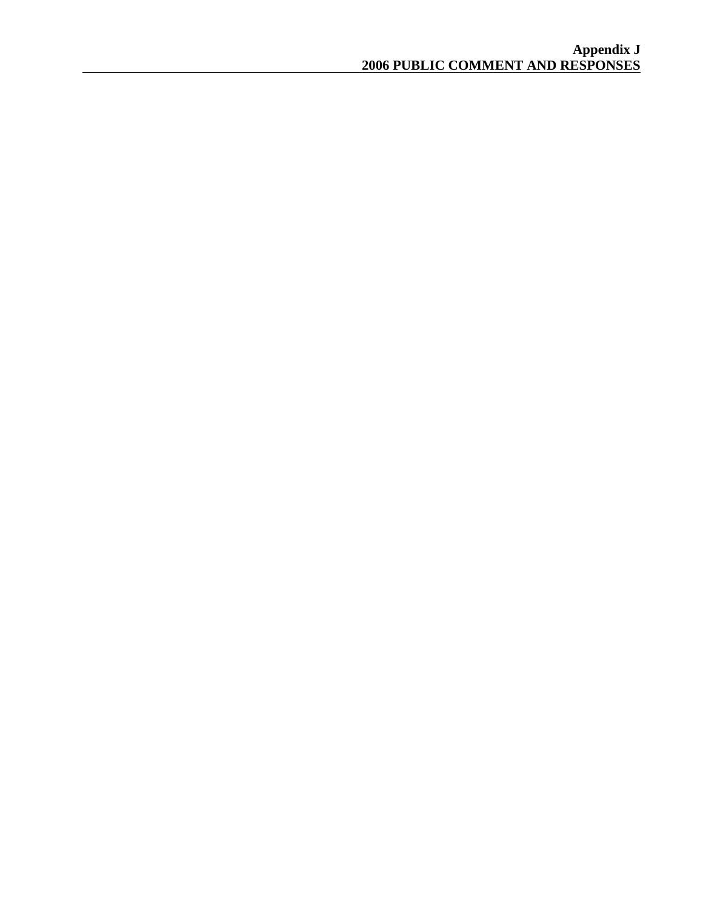# Appendix J
# 2006 PUBLIC COMMENT AND RESPONSES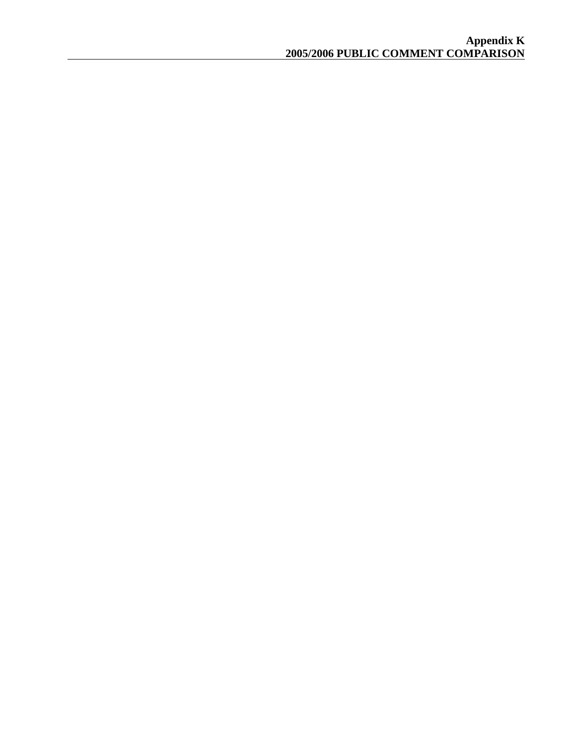# Appendix K
## 2005/2006 PUBLIC COMMENT COMPARISON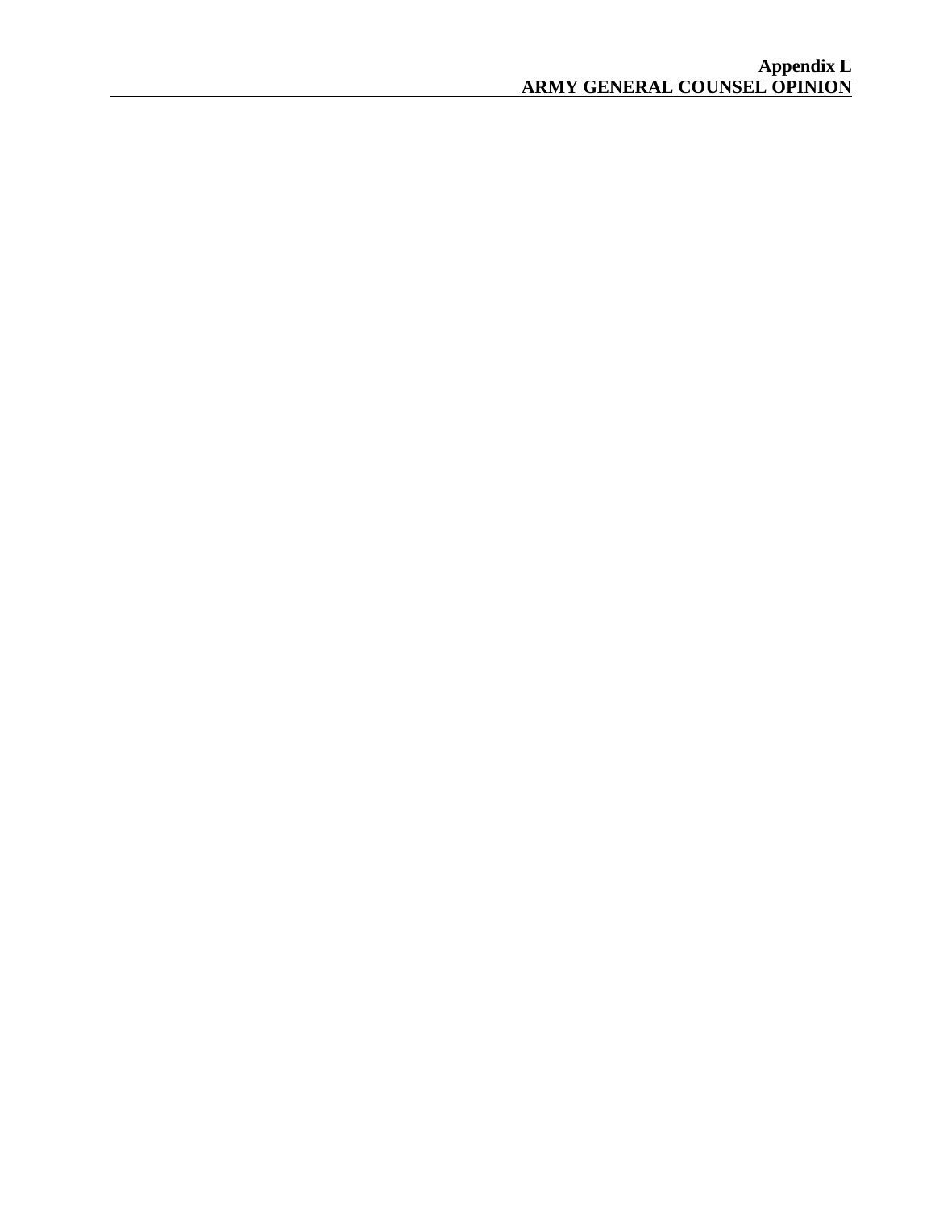# Appendix L
## ARMY GENERAL COUNSEL OPINION